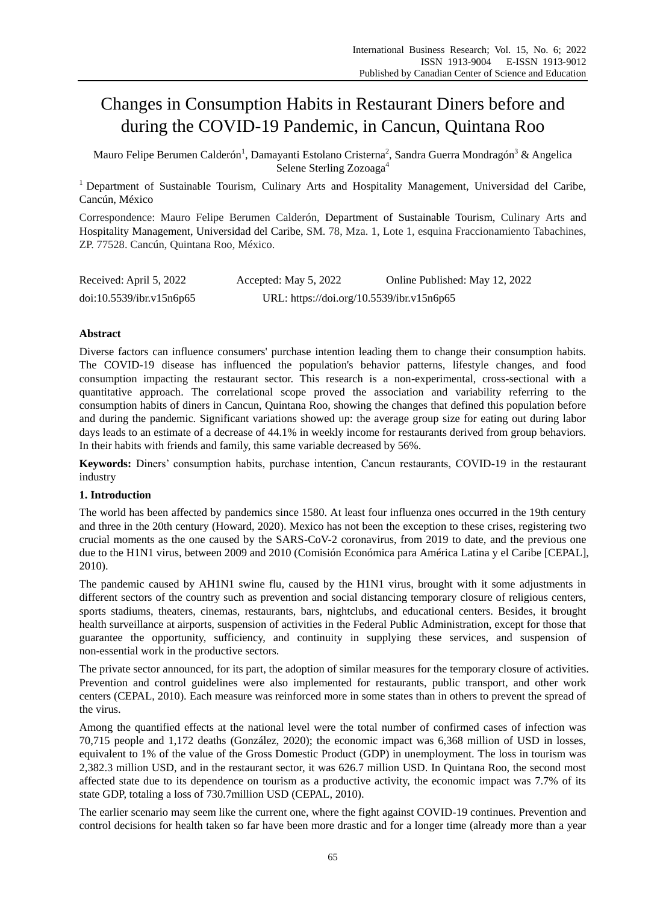# Changes in Consumption Habits in Restaurant Diners before and during the COVID-19 Pandemic, in Cancun, Quintana Roo

Mauro Felipe Berumen Calderón[1], Damayanti Estolano Cristerna[2], Sandra Guerra Mondragón[3] & Angelica Selene Sterling Zozoaga[4]

[1] Department of Sustainable Tourism, Culinary Arts and Hospitality Management, Universidad del Caribe, Cancún, México

Correspondence: Mauro Felipe Berumen Calderón, Department of Sustainable Tourism, Culinary Arts and Hospitality Management, Universidad del Caribe, SM. 78, Mza. 1, Lote 1, esquina Fraccionamiento Tabachines, ZP. 77528. Cancún, Quintana Roo, México.

Received: April 5, 2022 Accepted: May 5, 2022 Online Published: May 12, 2022

doi:10.5539/ibr.v15n6p65 URL: https://doi.org/10.5539/ibr.v15n6p65

## Abstract

Diverse factors can influence consumers' purchase intention leading them to change their consumption habits. The COVID-19 disease has influenced the population's behavior patterns, lifestyle changes, and food consumption impacting the restaurant sector. This research is a non-experimental, cross-sectional with a quantitative approach. The correlational scope proved the association and variability referring to the consumption habits of diners in Cancun, Quintana Roo, showing the changes that defined this population before and during the pandemic. Significant variations showed up: the average group size for eating out during labor days leads to an estimate of a decrease of 44.1% in weekly income for restaurants derived from group behaviors. In their habits with friends and family, this same variable decreased by 56%.

**Keywords:** Diners' consumption habits, purchase intention, Cancun restaurants, COVID-19 in the restaurant industry

## 1. Introduction

The world has been affected by pandemics since 1580. At least four influenza ones occurred in the 19th century and three in the 20th century (Howard, 2020). Mexico has not been the exception to these crises, registering two crucial moments as the one caused by the SARS-CoV-2 coronavirus, from 2019 to date, and the previous one due to the H1N1 virus, between 2009 and 2010 (Comisión Económica para América Latina y el Caribe [CEPAL], 2010).

The pandemic caused by AH1N1 swine flu, caused by the H1N1 virus, brought with it some adjustments in different sectors of the country such as prevention and social distancing temporary closure of religious centers, sports stadiums, theaters, cinemas, restaurants, bars, nightclubs, and educational centers. Besides, it brought health surveillance at airports, suspension of activities in the Federal Public Administration, except for those that guarantee the opportunity, sufficiency, and continuity in supplying these services, and suspension of non-essential work in the productive sectors.

The private sector announced, for its part, the adoption of similar measures for the temporary closure of activities. Prevention and control guidelines were also implemented for restaurants, public transport, and other work centers (CEPAL, 2010). Each measure was reinforced more in some states than in others to prevent the spread of the virus.

Among the quantified effects at the national level were the total number of confirmed cases of infection was 70,715 people and 1,172 deaths (González, 2020); the economic impact was 6,368 million of USD in losses, equivalent to 1% of the value of the Gross Domestic Product (GDP) in unemployment. The loss in tourism was 2,382.3 million USD, and in the restaurant sector, it was 626.7 million USD. In Quintana Roo, the second most affected state due to its dependence on tourism as a productive activity, the economic impact was 7.7% of its state GDP, totaling a loss of 730.7million USD (CEPAL, 2010).

The earlier scenario may seem like the current one, where the fight against COVID-19 continues. Prevention and control decisions for health taken so far have been more drastic and for a longer time (already more than a year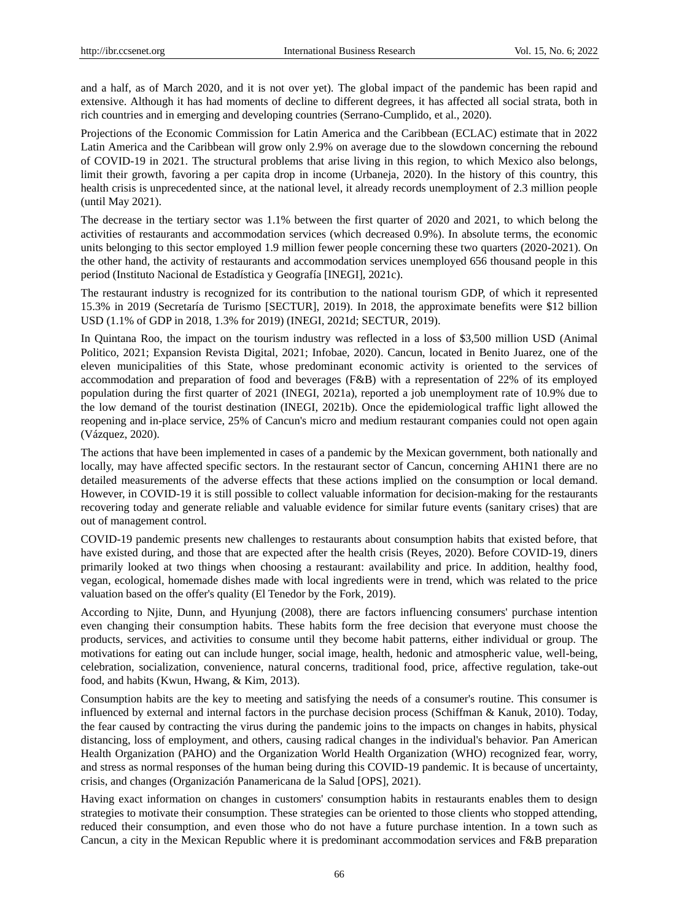and a half, as of March 2020, and it is not over yet). The global impact of the pandemic has been rapid and extensive. Although it has had moments of decline to different degrees, it has affected all social strata, both in rich countries and in emerging and developing countries (Serrano-Cumplido, et al., 2020).

Projections of the Economic Commission for Latin America and the Caribbean (ECLAC) estimate that in 2022 Latin America and the Caribbean will grow only 2.9% on average due to the slowdown concerning the rebound of COVID-19 in 2021. The structural problems that arise living in this region, to which Mexico also belongs, limit their growth, favoring a per capita drop in income (Urbaneja, 2020). In the history of this country, this health crisis is unprecedented since, at the national level, it already records unemployment of 2.3 million people (until May 2021).

The decrease in the tertiary sector was 1.1% between the first quarter of 2020 and 2021, to which belong the activities of restaurants and accommodation services (which decreased 0.9%). In absolute terms, the economic units belonging to this sector employed 1.9 million fewer people concerning these two quarters (2020-2021). On the other hand, the activity of restaurants and accommodation services unemployed 656 thousand people in this period (Instituto Nacional de Estadística y Geografía [INEGI], 2021c).

The restaurant industry is recognized for its contribution to the national tourism GDP, of which it represented 15.3% in 2019 (Secretaría de Turismo [SECTUR], 2019). In 2018, the approximate benefits were $12 billion USD (1.1% of GDP in 2018, 1.3% for 2019) (INEGI, 2021d; SECTUR, 2019).

In Quintana Roo, the impact on the tourism industry was reflected in a loss of $3,500 million USD (Animal Politico, 2021; Expansion Revista Digital, 2021; Infobae, 2020). Cancun, located in Benito Juarez, one of the eleven municipalities of this State, whose predominant economic activity is oriented to the services of accommodation and preparation of food and beverages (F&B) with a representation of 22% of its employed population during the first quarter of 2021 (INEGI, 2021a), reported a job unemployment rate of 10.9% due to the low demand of the tourist destination (INEGI, 2021b). Once the epidemiological traffic light allowed the reopening and in-place service, 25% of Cancun's micro and medium restaurant companies could not open again (Vázquez, 2020).

The actions that have been implemented in cases of a pandemic by the Mexican government, both nationally and locally, may have affected specific sectors. In the restaurant sector of Cancun, concerning AH1N1 there are no detailed measurements of the adverse effects that these actions implied on the consumption or local demand. However, in COVID-19 it is still possible to collect valuable information for decision-making for the restaurants recovering today and generate reliable and valuable evidence for similar future events (sanitary crises) that are out of management control.

COVID-19 pandemic presents new challenges to restaurants about consumption habits that existed before, that have existed during, and those that are expected after the health crisis (Reyes, 2020). Before COVID-19, diners primarily looked at two things when choosing a restaurant: availability and price. In addition, healthy food, vegan, ecological, homemade dishes made with local ingredients were in trend, which was related to the price valuation based on the offer's quality (El Tenedor by the Fork, 2019).

According to Njite, Dunn, and Hyunjung (2008), there are factors influencing consumers' purchase intention even changing their consumption habits. These habits form the free decision that everyone must choose the products, services, and activities to consume until they become habit patterns, either individual or group. The motivations for eating out can include hunger, social image, health, hedonic and atmospheric value, well-being, celebration, socialization, convenience, natural concerns, traditional food, price, affective regulation, take-out food, and habits (Kwun, Hwang, & Kim, 2013).

Consumption habits are the key to meeting and satisfying the needs of a consumer's routine. This consumer is influenced by external and internal factors in the purchase decision process (Schiffman & Kanuk, 2010). Today, the fear caused by contracting the virus during the pandemic joins to the impacts on changes in habits, physical distancing, loss of employment, and others, causing radical changes in the individual's behavior. Pan American Health Organization (PAHO) and the Organization World Health Organization (WHO) recognized fear, worry, and stress as normal responses of the human being during this COVID-19 pandemic. It is because of uncertainty, crisis, and changes (Organización Panamericana de la Salud [OPS], 2021).

Having exact information on changes in customers' consumption habits in restaurants enables them to design strategies to motivate their consumption. These strategies can be oriented to those clients who stopped attending, reduced their consumption, and even those who do not have a future purchase intention. In a town such as Cancun, a city in the Mexican Republic where it is predominant accommodation services and F&B preparation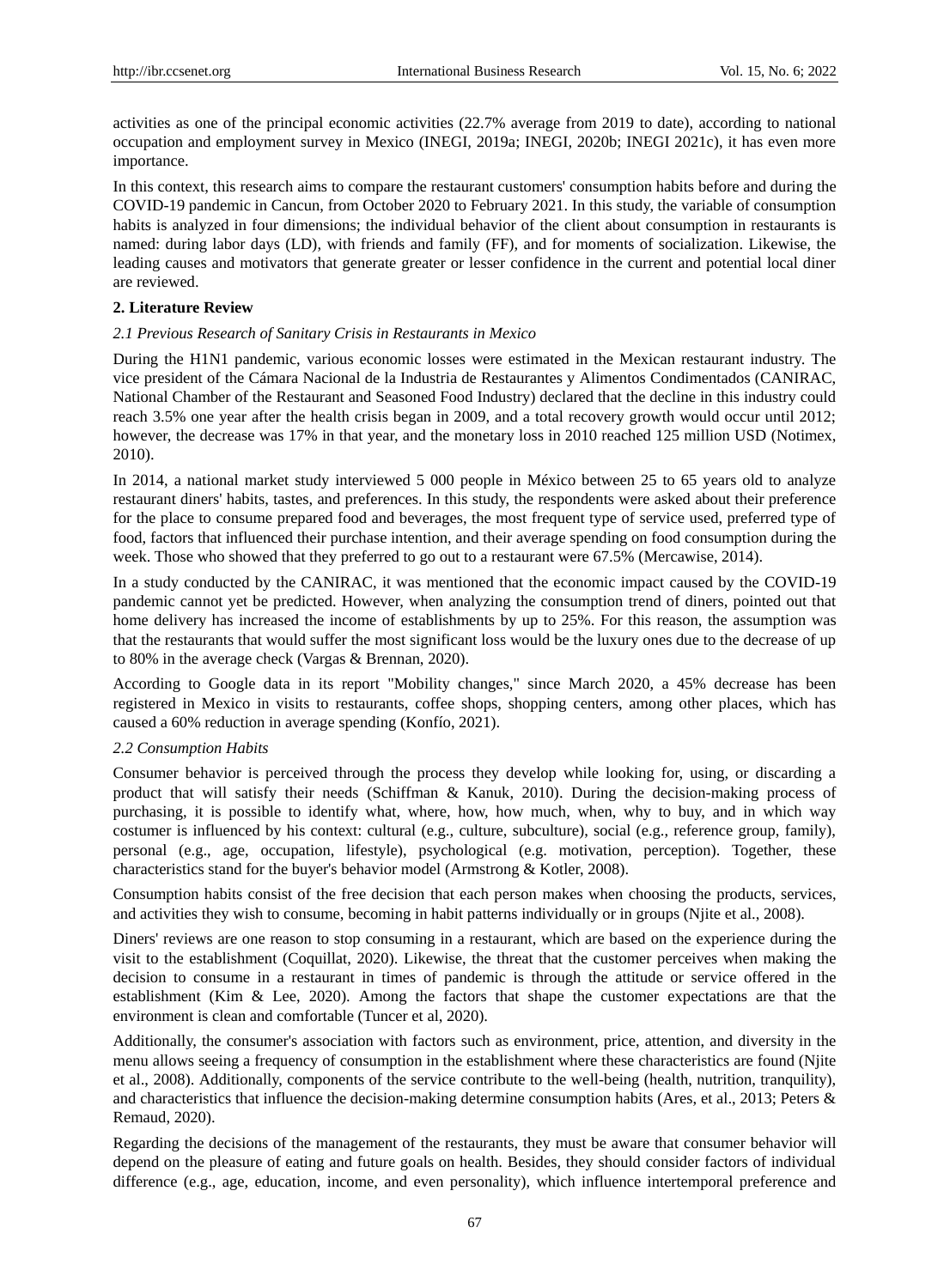activities as one of the principal economic activities (22.7% average from 2019 to date), according to national occupation and employment survey in Mexico (INEGI, 2019a; INEGI, 2020b; INEGI 2021c), it has even more importance.

In this context, this research aims to compare the restaurant customers' consumption habits before and during the COVID-19 pandemic in Cancun, from October 2020 to February 2021. In this study, the variable of consumption habits is analyzed in four dimensions; the individual behavior of the client about consumption in restaurants is named: during labor days (LD), with friends and family (FF), and for moments of socialization. Likewise, the leading causes and motivators that generate greater or lesser confidence in the current and potential local diner are reviewed.

## 2. Literature Review

### *2.1 Previous Research of Sanitary Crisis in Restaurants in Mexico*

During the H1N1 pandemic, various economic losses were estimated in the Mexican restaurant industry. The vice president of the Cámara Nacional de la Industria de Restaurantes y Alimentos Condimentados (CANIRAC, National Chamber of the Restaurant and Seasoned Food Industry) declared that the decline in this industry could reach 3.5% one year after the health crisis began in 2009, and a total recovery growth would occur until 2012; however, the decrease was 17% in that year, and the monetary loss in 2010 reached 125 million USD (Notimex, 2010).

In 2014, a national market study interviewed 5 000 people in México between 25 to 65 years old to analyze restaurant diners' habits, tastes, and preferences. In this study, the respondents were asked about their preference for the place to consume prepared food and beverages, the most frequent type of service used, preferred type of food, factors that influenced their purchase intention, and their average spending on food consumption during the week. Those who showed that they preferred to go out to a restaurant were 67.5% (Mercawise, 2014).

In a study conducted by the CANIRAC, it was mentioned that the economic impact caused by the COVID-19 pandemic cannot yet be predicted. However, when analyzing the consumption trend of diners, pointed out that home delivery has increased the income of establishments by up to 25%. For this reason, the assumption was that the restaurants that would suffer the most significant loss would be the luxury ones due to the decrease of up to 80% in the average check (Vargas & Brennan, 2020).

According to Google data in its report "Mobility changes," since March 2020, a 45% decrease has been registered in Mexico in visits to restaurants, coffee shops, shopping centers, among other places, which has caused a 60% reduction in average spending (Konfío, 2021).

### *2.2 Consumption Habits*

Consumer behavior is perceived through the process they develop while looking for, using, or discarding a product that will satisfy their needs (Schiffman & Kanuk, 2010). During the decision-making process of purchasing, it is possible to identify what, where, how, how much, when, why to buy, and in which way costumer is influenced by his context: cultural (e.g., culture, subculture), social (e.g., reference group, family), personal (e.g., age, occupation, lifestyle), psychological (e.g. motivation, perception). Together, these characteristics stand for the buyer's behavior model (Armstrong & Kotler, 2008).

Consumption habits consist of the free decision that each person makes when choosing the products, services, and activities they wish to consume, becoming in habit patterns individually or in groups (Njite et al., 2008).

Diners' reviews are one reason to stop consuming in a restaurant, which are based on the experience during the visit to the establishment (Coquillat, 2020). Likewise, the threat that the customer perceives when making the decision to consume in a restaurant in times of pandemic is through the attitude or service offered in the establishment (Kim & Lee, 2020). Among the factors that shape the customer expectations are that the environment is clean and comfortable (Tuncer et al, 2020).

Additionally, the consumer's association with factors such as environment, price, attention, and diversity in the menu allows seeing a frequency of consumption in the establishment where these characteristics are found (Njite et al., 2008). Additionally, components of the service contribute to the well-being (health, nutrition, tranquility), and characteristics that influence the decision-making determine consumption habits (Ares, et al., 2013; Peters & Remaud, 2020).

Regarding the decisions of the management of the restaurants, they must be aware that consumer behavior will depend on the pleasure of eating and future goals on health. Besides, they should consider factors of individual difference (e.g., age, education, income, and even personality), which influence intertemporal preference and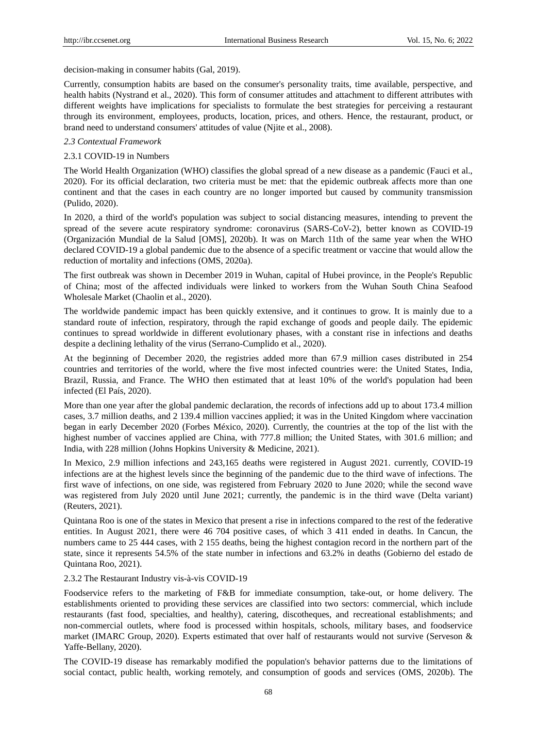decision-making in consumer habits (Gal, 2019).

Currently, consumption habits are based on the consumer's personality traits, time available, perspective, and health habits (Nystrand et al., 2020). This form of consumer attitudes and attachment to different attributes with different weights have implications for specialists to formulate the best strategies for perceiving a restaurant through its environment, employees, products, location, prices, and others. Hence, the restaurant, product, or brand need to understand consumers' attitudes of value (Njite et al., 2008).

### *2.3 Contextual Framework*

#### 2.3.1 COVID-19 in Numbers

The World Health Organization (WHO) classifies the global spread of a new disease as a pandemic (Fauci et al., 2020). For its official declaration, two criteria must be met: that the epidemic outbreak affects more than one continent and that the cases in each country are no longer imported but caused by community transmission (Pulido, 2020).

In 2020, a third of the world's population was subject to social distancing measures, intending to prevent the spread of the severe acute respiratory syndrome: coronavirus (SARS-CoV-2), better known as COVID-19 (Organización Mundial de la Salud [OMS], 2020b). It was on March 11th of the same year when the WHO declared COVID-19 a global pandemic due to the absence of a specific treatment or vaccine that would allow the reduction of mortality and infections (OMS, 2020a).

The first outbreak was shown in December 2019 in Wuhan, capital of Hubei province, in the People's Republic of China; most of the affected individuals were linked to workers from the Wuhan South China Seafood Wholesale Market (Chaolin et al., 2020).

The worldwide pandemic impact has been quickly extensive, and it continues to grow. It is mainly due to a standard route of infection, respiratory, through the rapid exchange of goods and people daily. The epidemic continues to spread worldwide in different evolutionary phases, with a constant rise in infections and deaths despite a declining lethality of the virus (Serrano-Cumplido et al., 2020).

At the beginning of December 2020, the registries added more than 67.9 million cases distributed in 254 countries and territories of the world, where the five most infected countries were: the United States, India, Brazil, Russia, and France. The WHO then estimated that at least 10% of the world's population had been infected (El País, 2020).

More than one year after the global pandemic declaration, the records of infections add up to about 173.4 million cases, 3.7 million deaths, and 2 139.4 million vaccines applied; it was in the United Kingdom where vaccination began in early December 2020 (Forbes México, 2020). Currently, the countries at the top of the list with the highest number of vaccines applied are China, with 777.8 million; the United States, with 301.6 million; and India, with 228 million (Johns Hopkins University & Medicine, 2021).

In Mexico, 2.9 million infections and 243,165 deaths were registered in August 2021. currently, COVID-19 infections are at the highest levels since the beginning of the pandemic due to the third wave of infections. The first wave of infections, on one side, was registered from February 2020 to June 2020; while the second wave was registered from July 2020 until June 2021; currently, the pandemic is in the third wave (Delta variant) (Reuters, 2021).

Quintana Roo is one of the states in Mexico that present a rise in infections compared to the rest of the federative entities. In August 2021, there were 46 704 positive cases, of which 3 411 ended in deaths. In Cancun, the numbers came to 25 444 cases, with 2 155 deaths, being the highest contagion record in the northern part of the state, since it represents 54.5% of the state number in infections and 63.2% in deaths (Gobierno del estado de Quintana Roo, 2021).

#### 2.3.2 The Restaurant Industry vis-à-vis COVID-19

Foodservice refers to the marketing of F&B for immediate consumption, take-out, or home delivery. The establishments oriented to providing these services are classified into two sectors: commercial, which include restaurants (fast food, specialties, and healthy), catering, discotheques, and recreational establishments; and non-commercial outlets, where food is processed within hospitals, schools, military bases, and foodservice market (IMARC Group, 2020). Experts estimated that over half of restaurants would not survive (Serveson & Yaffe-Bellany, 2020).

The COVID-19 disease has remarkably modified the population's behavior patterns due to the limitations of social contact, public health, working remotely, and consumption of goods and services (OMS, 2020b). The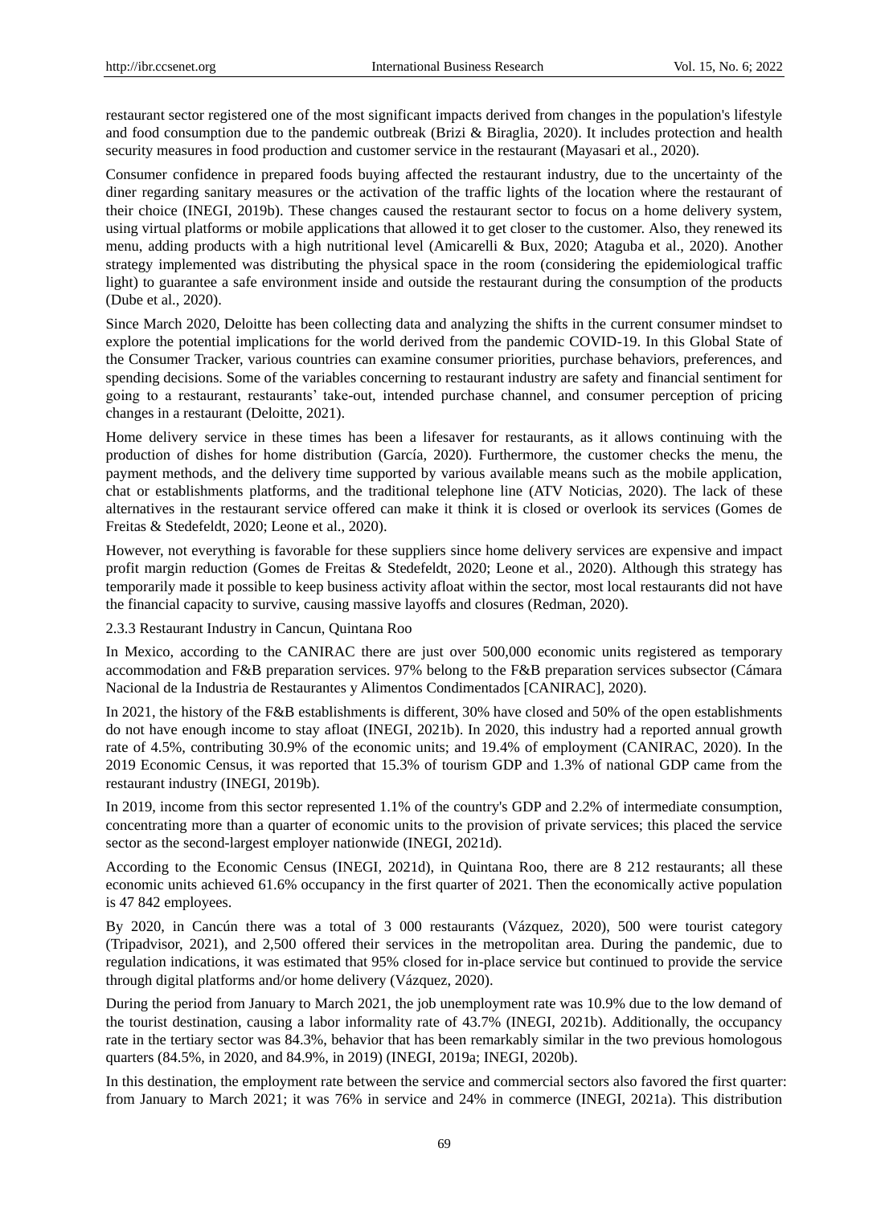restaurant sector registered one of the most significant impacts derived from changes in the population's lifestyle and food consumption due to the pandemic outbreak (Brizi & Biraglia, 2020). It includes protection and health security measures in food production and customer service in the restaurant (Mayasari et al., 2020).

Consumer confidence in prepared foods buying affected the restaurant industry, due to the uncertainty of the diner regarding sanitary measures or the activation of the traffic lights of the location where the restaurant of their choice (INEGI, 2019b). These changes caused the restaurant sector to focus on a home delivery system, using virtual platforms or mobile applications that allowed it to get closer to the customer. Also, they renewed its menu, adding products with a high nutritional level (Amicarelli & Bux, 2020; Ataguba et al., 2020). Another strategy implemented was distributing the physical space in the room (considering the epidemiological traffic light) to guarantee a safe environment inside and outside the restaurant during the consumption of the products (Dube et al., 2020).

Since March 2020, Deloitte has been collecting data and analyzing the shifts in the current consumer mindset to explore the potential implications for the world derived from the pandemic COVID-19. In this Global State of the Consumer Tracker, various countries can examine consumer priorities, purchase behaviors, preferences, and spending decisions. Some of the variables concerning to restaurant industry are safety and financial sentiment for going to a restaurant, restaurants' take-out, intended purchase channel, and consumer perception of pricing changes in a restaurant (Deloitte, 2021).

Home delivery service in these times has been a lifesaver for restaurants, as it allows continuing with the production of dishes for home distribution (García, 2020). Furthermore, the customer checks the menu, the payment methods, and the delivery time supported by various available means such as the mobile application, chat or establishments platforms, and the traditional telephone line (ATV Noticias, 2020). The lack of these alternatives in the restaurant service offered can make it think it is closed or overlook its services (Gomes de Freitas & Stedefeldt, 2020; Leone et al., 2020).

However, not everything is favorable for these suppliers since home delivery services are expensive and impact profit margin reduction (Gomes de Freitas & Stedefeldt, 2020; Leone et al., 2020). Although this strategy has temporarily made it possible to keep business activity afloat within the sector, most local restaurants did not have the financial capacity to survive, causing massive layoffs and closures (Redman, 2020).

#### 2.3.3 Restaurant Industry in Cancun, Quintana Roo

In Mexico, according to the CANIRAC there are just over 500,000 economic units registered as temporary accommodation and F&B preparation services. 97% belong to the F&B preparation services subsector (Cámara Nacional de la Industria de Restaurantes y Alimentos Condimentados [CANIRAC], 2020).

In 2021, the history of the F&B establishments is different, 30% have closed and 50% of the open establishments do not have enough income to stay afloat (INEGI, 2021b). In 2020, this industry had a reported annual growth rate of 4.5%, contributing 30.9% of the economic units; and 19.4% of employment (CANIRAC, 2020). In the 2019 Economic Census, it was reported that 15.3% of tourism GDP and 1.3% of national GDP came from the restaurant industry (INEGI, 2019b).

In 2019, income from this sector represented 1.1% of the country's GDP and 2.2% of intermediate consumption, concentrating more than a quarter of economic units to the provision of private services; this placed the service sector as the second-largest employer nationwide (INEGI, 2021d).

According to the Economic Census (INEGI, 2021d), in Quintana Roo, there are 8 212 restaurants; all these economic units achieved 61.6% occupancy in the first quarter of 2021. Then the economically active population is 47 842 employees.

By 2020, in Cancún there was a total of 3 000 restaurants (Vázquez, 2020), 500 were tourist category (Tripadvisor, 2021), and 2,500 offered their services in the metropolitan area. During the pandemic, due to regulation indications, it was estimated that 95% closed for in-place service but continued to provide the service through digital platforms and/or home delivery (Vázquez, 2020).

During the period from January to March 2021, the job unemployment rate was 10.9% due to the low demand of the tourist destination, causing a labor informality rate of 43.7% (INEGI, 2021b). Additionally, the occupancy rate in the tertiary sector was 84.3%, behavior that has been remarkably similar in the two previous homologous quarters (84.5%, in 2020, and 84.9%, in 2019) (INEGI, 2019a; INEGI, 2020b).

In this destination, the employment rate between the service and commercial sectors also favored the first quarter: from January to March 2021; it was 76% in service and 24% in commerce (INEGI, 2021a). This distribution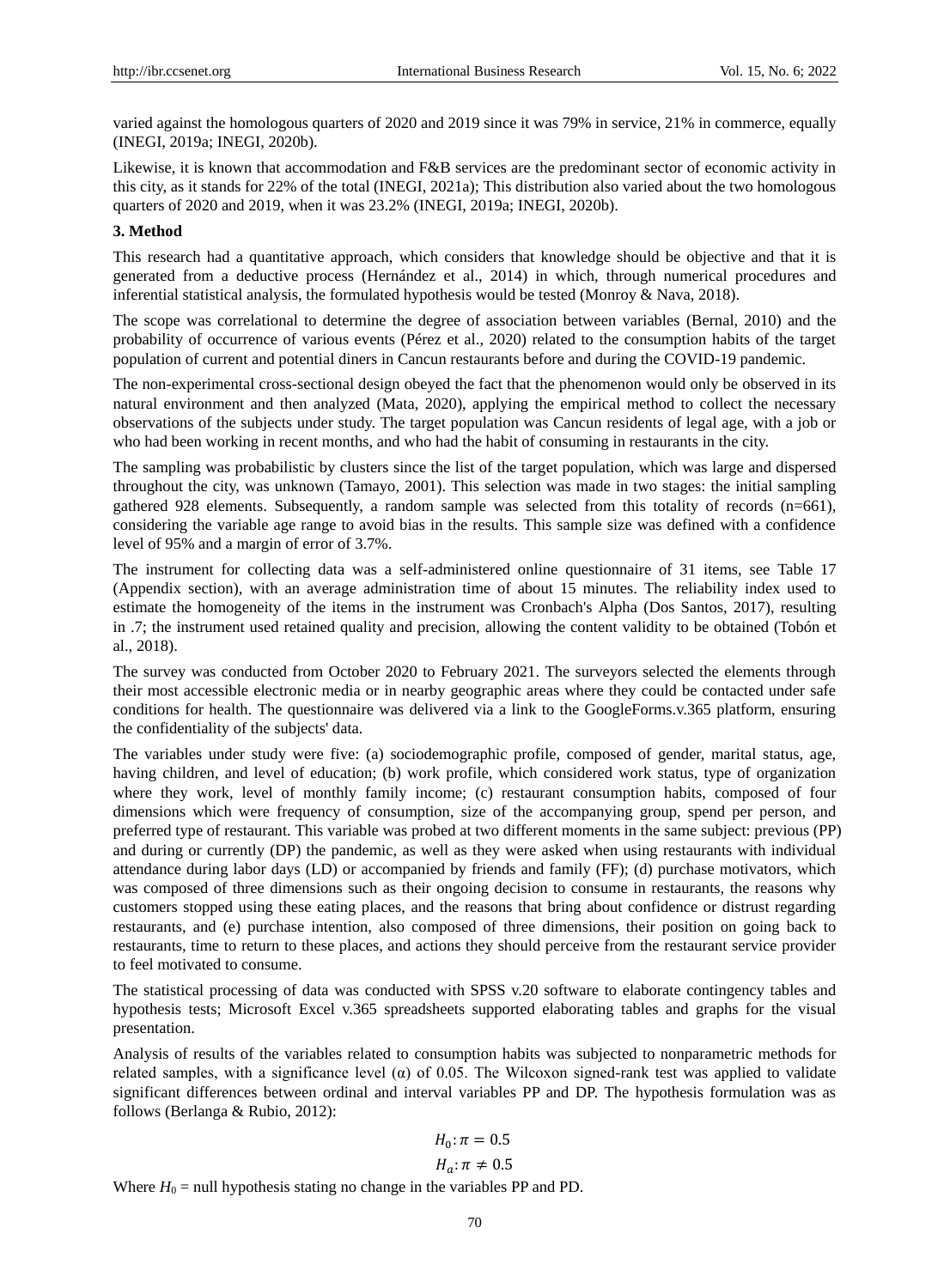varied against the homologous quarters of 2020 and 2019 since it was 79% in service, 21% in commerce, equally (INEGI, 2019a; INEGI, 2020b).

Likewise, it is known that accommodation and F&B services are the predominant sector of economic activity in this city, as it stands for 22% of the total (INEGI, 2021a); This distribution also varied about the two homologous quarters of 2020 and 2019, when it was 23.2% (INEGI, 2019a; INEGI, 2020b).

**3. Method**

This research had a quantitative approach, which considers that knowledge should be objective and that it is generated from a deductive process (Hernández et al., 2014) in which, through numerical procedures and inferential statistical analysis, the formulated hypothesis would be tested (Monroy & Nava, 2018).

The scope was correlational to determine the degree of association between variables (Bernal, 2010) and the probability of occurrence of various events (Pérez et al., 2020) related to the consumption habits of the target population of current and potential diners in Cancun restaurants before and during the COVID-19 pandemic.

The non-experimental cross-sectional design obeyed the fact that the phenomenon would only be observed in its natural environment and then analyzed (Mata, 2020), applying the empirical method to collect the necessary observations of the subjects under study. The target population was Cancun residents of legal age, with a job or who had been working in recent months, and who had the habit of consuming in restaurants in the city.

The sampling was probabilistic by clusters since the list of the target population, which was large and dispersed throughout the city, was unknown (Tamayo, 2001). This selection was made in two stages: the initial sampling gathered 928 elements. Subsequently, a random sample was selected from this totality of records (n=661), considering the variable age range to avoid bias in the results. This sample size was defined with a confidence level of 95% and a margin of error of 3.7%.

The instrument for collecting data was a self-administered online questionnaire of 31 items, see Table 17 (Appendix section), with an average administration time of about 15 minutes. The reliability index used to estimate the homogeneity of the items in the instrument was Cronbach's Alpha (Dos Santos, 2017), resulting in .7; the instrument used retained quality and precision, allowing the content validity to be obtained (Tobón et al., 2018).

The survey was conducted from October 2020 to February 2021. The surveyors selected the elements through their most accessible electronic media or in nearby geographic areas where they could be contacted under safe conditions for health. The questionnaire was delivered via a link to the GoogleForms.v.365 platform, ensuring the confidentiality of the subjects' data.

The variables under study were five: (a) sociodemographic profile, composed of gender, marital status, age, having children, and level of education; (b) work profile, which considered work status, type of organization where they work, level of monthly family income; (c) restaurant consumption habits, composed of four dimensions which were frequency of consumption, size of the accompanying group, spend per person, and preferred type of restaurant. This variable was probed at two different moments in the same subject: previous (PP) and during or currently (DP) the pandemic, as well as they were asked when using restaurants with individual attendance during labor days (LD) or accompanied by friends and family (FF); (d) purchase motivators, which was composed of three dimensions such as their ongoing decision to consume in restaurants, the reasons why customers stopped using these eating places, and the reasons that bring about confidence or distrust regarding restaurants, and (e) purchase intention, also composed of three dimensions, their position on going back to restaurants, time to return to these places, and actions they should perceive from the restaurant service provider to feel motivated to consume.

The statistical processing of data was conducted with SPSS v.20 software to elaborate contingency tables and hypothesis tests; Microsoft Excel v.365 spreadsheets supported elaborating tables and graphs for the visual presentation.

Analysis of results of the variables related to consumption habits was subjected to nonparametric methods for related samples, with a significance level ($\alpha$) of 0.05. The Wilcoxon signed-rank test was applied to validate significant differences between ordinal and interval variables PP and DP. The hypothesis formulation was as follows (Berlanga & Rubio, 2012):

$$H_0: \pi = 0.5$$

$$H_a: \pi \neq 0.5$$

Where $H_0$ = null hypothesis stating no change in the variables PP and PD.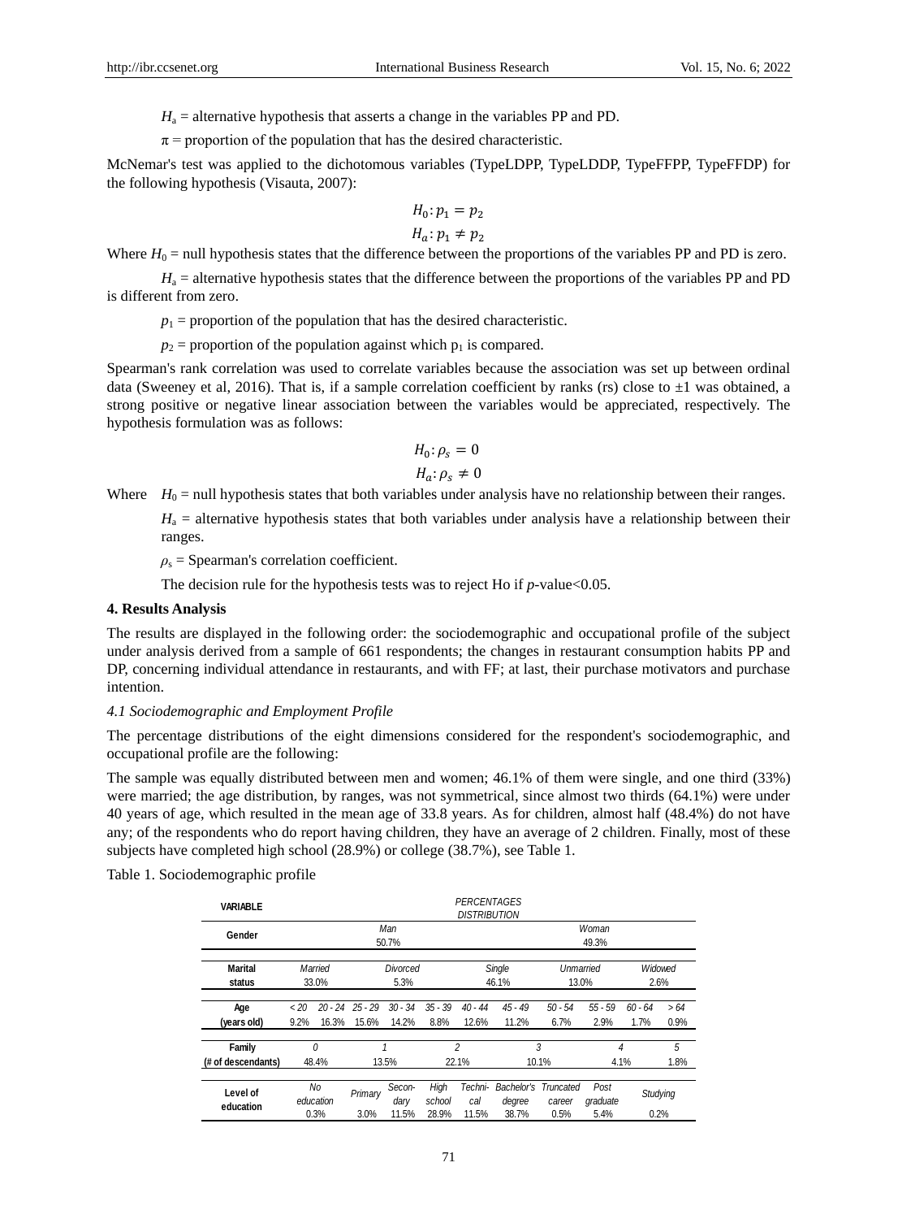$H_a$ = alternative hypothesis that asserts a change in the variables PP and PD.

$\pi$ = proportion of the population that has the desired characteristic.

McNemar's test was applied to the dichotomous variables (TypeLDPP, TypeLDDP, TypeFFPP, TypeFFDP) for the following hypothesis (Visauta, 2007):

$$H_0: p_1 = p_2$$

$$H_a: p_1 \neq p_2$$

Where $H_0$ = null hypothesis states that the difference between the proportions of the variables PP and PD is zero.

$H_a$ = alternative hypothesis states that the difference between the proportions of the variables PP and PD is different from zero.

$p_1$ = proportion of the population that has the desired characteristic.

$p_2$ = proportion of the population against which $p_1$ is compared.

Spearman's rank correlation was used to correlate variables because the association was set up between ordinal data (Sweeney et al, 2016). That is, if a sample correlation coefficient by ranks (rs) close to ±1 was obtained, a strong positive or negative linear association between the variables would be appreciated, respectively. The hypothesis formulation was as follows:

$$H_0: \rho_s = 0$$

$$H_a: \rho_s \neq 0$$

Where $H_0$ = null hypothesis states that both variables under analysis have no relationship between their ranges.

$H_a$ = alternative hypothesis states that both variables under analysis have a relationship between their ranges.

$\rho_s$ = Spearman's correlation coefficient.

The decision rule for the hypothesis tests was to reject Ho if *p*-value<0.05.

**4. Results Analysis**

The results are displayed in the following order: the sociodemographic and occupational profile of the subject under analysis derived from a sample of 661 respondents; the changes in restaurant consumption habits PP and DP, concerning individual attendance in restaurants, and with FF; at last, their purchase motivators and purchase intention.

*4.1 Sociodemographic and Employment Profile*

The percentage distributions of the eight dimensions considered for the respondent's sociodemographic, and occupational profile are the following:

The sample was equally distributed between men and women; 46.1% of them were single, and one third (33%) were married; the age distribution, by ranges, was not symmetrical, since almost two thirds (64.1%) were under 40 years of age, which resulted in the mean age of 33.8 years. As for children, almost half (48.4%) do not have any; of the respondents who do report having children, they have an average of 2 children. Finally, most of these subjects have completed high school (28.9%) or college (38.7%), see Table 1.

Table 1. Sociodemographic profile

| VARIABLE | PERCENTAGES DISTRIBUTION | | | | | | | | | | |
|---|---|---|---|---|---|---|---|---|---|---|---|
| Gender | Man 50.7% | | | | | Woman 49.3% | | | | | |
| Marital status | Married 33.0% | Divorced 5.3% | Single 46.1% | Unmarried 13.0% | Widowed 2.6% | | | | | | |
| Age (years old) | < 20: 9.2% | 20 - 24: 16.3% | 25 - 29: 15.6% | 30 - 34: 14.2% | 35 - 39: 8.8% | 40 - 44: 12.6% | 45 - 49: 11.2% | 50 - 54: 6.7% | 55 - 59: 2.9% | 60 - 64: 1.7% | > 64: 0.9% |
| Family (# of descendants) | 0: 48.4% | 1: 13.5% | 2: 22.1% | 3: 10.1% | 4: 4.1% | 5: 1.8% | | | | | |
| Level of education | No education: 0.3% | Primary: 3.0% | Secondary: 11.5% | High school: 28.9% | Technical: 11.5% | Bachelor's degree: 38.7% | Truncated career: 0.5% | Post graduate: 5.4% | Studying: 0.2% | | |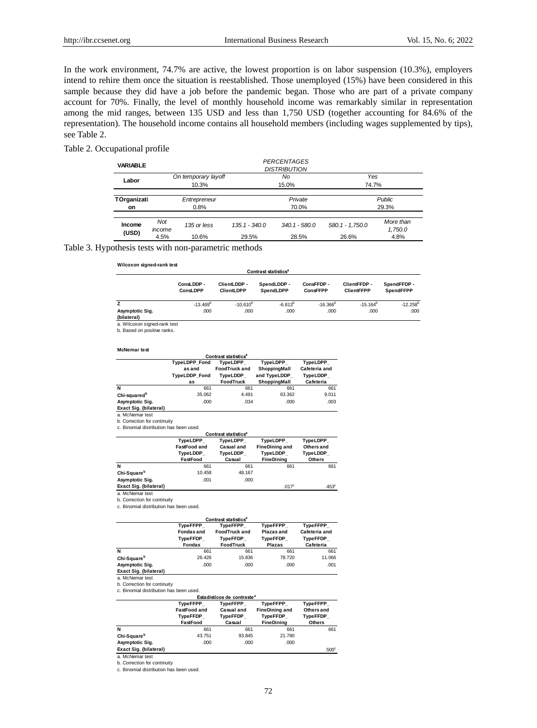In the work environment, 74.7% are active, the lowest proportion is on labor suspension (10.3%), employers intend to rehire them once the situation is reestablished. Those unemployed (15%) have been considered in this sample because they did have a job before the pandemic began. Those who are part of a private company account for 70%. Finally, the level of monthly household income was remarkably similar in representation among the mid ranges, between 135 USD and less than 1,750 USD (together accounting for 84.6% of the representation). The household income contains all household members (including wages supplemented by tips), see Table 2.

Table 2. Occupational profile

| **VARIABLE** | *PERCENTAGES DISTRIBUTION* | | | | | |
|---|---|---|---|---|---|---|
| **Labor** | *On temporary layoff* 10.3% | | | *No* 15.0% | | *Yes* 74.7% |
| **TOrganization** | *Entrepreneur* 0.8% | | | *Private* 70.0% | | *Public* 29.3% |
| **Income (USD)** | *Not income* 4.5% | *135 or less* 10.6% | *135.1 - 340.0* 29.5% | *340.1 - 580.0* 28.5% | *580.1 - 1,750.0* 26.6% | *More than 1,750.0* 4.8% |

Table 3. Hypothesis tests with non-parametric methods

**Wilcoxon signed-rank test**

| | Contrast statistics[a] | | | | | |
|---|---|---|---|---|---|---|
| | ConsLDDP - ConsLDPP | ClientLDDP - ClientLDPP | SpendLDDP - SpendLDPP | ConsFFDP - ConsFFPP | ClientFFDP - ClientFFPP | SpendFFDP - SpendFFPP |
| **Z** | -13.469[b] | -10.610[b] | -6.813[b] | -16.366[b] | -15.164[b] | -12.258[b] |
| **Asymptotic Sig. (bilateral)** | .000 | .000 | .000 | .000 | .000 | .000 |

a. Wilcoxon signed-rank test

b. Based on positive ranks.

**McNemar test**

| | Contrast statistics[a] | | | |
|---|---|---|---|---|
| | TypeLDPP_Fondas and TypeLDDP_Fondas | TypeLDPP_FoodTruck and TypeLDDP_FoodTruck | TypeLDPP_ShoppingMall and TypeLDDP_ShoppingMall | TypeLDPP_Cafeteria and TypeLDDP_Cafeteria |
| **N** | 661 | 661 | 661 | 661 |
| **Chi-squared[b]** | 35.062 | 4.491 | 63.362 | 9.011 |
| **Asymptotic Sig.** | .000 | .034 | .000 | .003 |
| **Exact Sig. (bilateral)** | | | | |

a. McNemar test

b. Correction for continuity

c. Binomial distribution has been used.

| | Contrast statistics[a] | | | |
|---|---|---|---|---|
| | TypeLDPP_FastFood and TypeLDDP_FastFood | TypeLDPP_Casual and TypeLDDP_Casual | TypeLDPP_FineDining and TypeLDDP_FineDining | TypeLDPP_Others and TypeLDDP_Others |
| **N** | 661 | 661 | 661 | 661 |
| **Chi-Square[b]** | 10.458 | 48.167 | | |
| **Asymptotic Sig.** | .001 | .000 | | |
| **Exact Sig. (bilateral)** | | | .017[c] | .453[c] |

a. McNemar test

b. Correction for continuity

c. Binomial distribution has been used.

| | Contrast statistics[a] | | | |
|---|---|---|---|---|
| | TypeFFPP_Fondas and TypeFFDP_Fondas | TypeFFPP_FoodTruck and TypeFFDP_FoodTruck | TypeFFPP_Plazas and TypeFFDP_Plazas | TypeFFPP_Cafeteria and TypeFFDP_Cafeteria |
| **N** | 661 | 661 | 661 | 661 |
| **Chi-Square[b]** | 26.426 | 15.836 | 78.720 | 11.066 |
| **Asymptotic Sig.** | .000 | .000 | .000 | .001 |
| **Exact Sig. (bilateral)** | | | | |

a. McNemar test

b. Correction for continuity

c. Binomial distribution has been used.

| | Estadísticos de contraste[a] | | | |
|---|---|---|---|---|
| | TypeFFPP_FastFood and TypeFFDP_FastFood | TypeFFPP_Casual and TypeFFDP_Casual | TypeFFPP_FineDining and TypeFFDP_FineDining | TypeFFPP_Others and TypeFFDP_Others |
| **N** | 661 | 661 | 661 | 661 |
| **Chi-Square[b]** | 43.751 | 93.845 | 21.780 | |
| **Asymptotic Sig.** | .000 | .000 | .000 | |
| **Exact Sig. (bilateral)** | | | | .500[c] |

a. McNemar test

b. Correction for continuity

c. Binomial distribution has been used.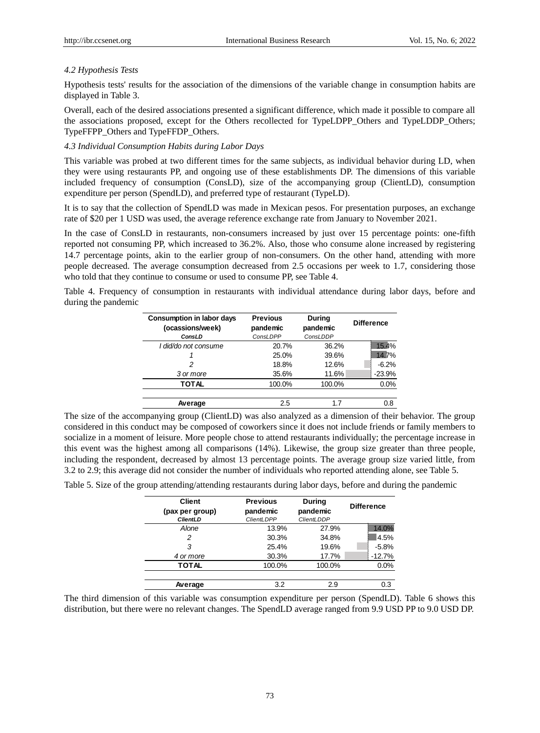### 4.2 Hypothesis Tests

Hypothesis tests' results for the association of the dimensions of the variable change in consumption habits are displayed in Table 3.

Overall, each of the desired associations presented a significant difference, which made it possible to compare all the associations proposed, except for the Others recollected for TypeLDPP_Others and TypeLDDP_Others; TypeFFPP_Others and TypeFFDP_Others.

### 4.3 Individual Consumption Habits during Labor Days

This variable was probed at two different times for the same subjects, as individual behavior during LD, when they were using restaurants PP, and ongoing use of these establishments DP. The dimensions of this variable included frequency of consumption (ConsLD), size of the accompanying group (ClientLD), consumption expenditure per person (SpendLD), and preferred type of restaurant (TypeLD).

It is to say that the collection of SpendLD was made in Mexican pesos. For presentation purposes, an exchange rate of $20 per 1 USD was used, the average reference exchange rate from January to November 2021.

In the case of ConsLD in restaurants, non-consumers increased by just over 15 percentage points: one-fifth reported not consuming PP, which increased to 36.2%. Also, those who consume alone increased by registering 14.7 percentage points, akin to the earlier group of non-consumers. On the other hand, attending with more people decreased. The average consumption decreased from 2.5 occasions per week to 1.7, considering those who told that they continue to consume or used to consume PP, see Table 4.

Table 4. Frequency of consumption in restaurants with individual attendance during labor days, before and during the pandemic

| Consumption in labor days (ocassions/week) *ConsLD* | Previous pandemic *ConsLDPP* | During pandemic *ConsLDDP* | Difference |
|---|---|---|---|
| *I did/do not consume* | 20.7% | 36.2% | 15.4% |
| *1* | 25.0% | 39.6% | 14.7% |
| *2* | 18.8% | 12.6% | -6.2% |
| *3 or more* | 35.6% | 11.6% | -23.9% |
| **TOTAL** | 100.0% | 100.0% | 0.0% |
| **Average** | 2.5 | 1.7 | 0.8 |

The size of the accompanying group (ClientLD) was also analyzed as a dimension of their behavior. The group considered in this conduct may be composed of coworkers since it does not include friends or family members to socialize in a moment of leisure. More people chose to attend restaurants individually; the percentage increase in this event was the highest among all comparisons (14%). Likewise, the group size greater than three people, including the respondent, decreased by almost 13 percentage points. The average group size varied little, from 3.2 to 2.9; this average did not consider the number of individuals who reported attending alone, see Table 5.

Table 5. Size of the group attending/attending restaurants during labor days, before and during the pandemic

| Client (pax per group) *ClientLD* | Previous pandemic *ClientLDPP* | During pandemic *ClientLDDP* | Difference |
|---|---|---|---|
| *Alone* | 13.9% | 27.9% | 14.0% |
| *2* | 30.3% | 34.8% | 4.5% |
| *3* | 25.4% | 19.6% | -5.8% |
| *4 or more* | 30.3% | 17.7% | -12.7% |
| **TOTAL** | 100.0% | 100.0% | 0.0% |
| **Average** | 3.2 | 2.9 | 0.3 |

The third dimension of this variable was consumption expenditure per person (SpendLD). Table 6 shows this distribution, but there were no relevant changes. The SpendLD average ranged from 9.9 USD PP to 9.0 USD DP.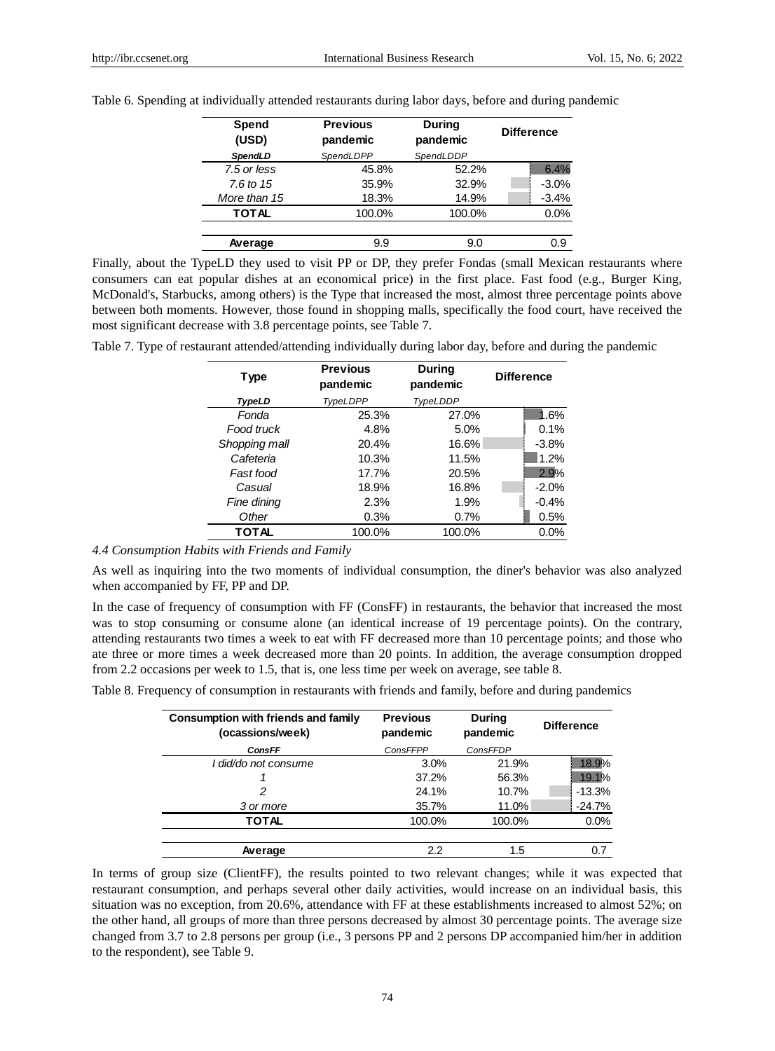Table 6. Spending at individually attended restaurants during labor days, before and during pandemic

| Spend (USD) | Previous pandemic | During pandemic | Difference |
|---|---|---|---|
| *SpendLD* | *SpendLDPP* | *SpendLDDP* | |
| *7.5 or less* | 45.8% | 52.2% | 6.4% |
| *7.6 to 15* | 35.9% | 32.9% | -3.0% |
| *More than 15* | 18.3% | 14.9% | -3.4% |
| **TOTAL** | 100.0% | 100.0% | 0.0% |
| **Average** | 9.9 | 9.0 | 0.9 |

Finally, about the TypeLD they used to visit PP or DP, they prefer Fondas (small Mexican restaurants where consumers can eat popular dishes at an economical price) in the first place. Fast food (e.g., Burger King, McDonald's, Starbucks, among others) is the Type that increased the most, almost three percentage points above between both moments. However, those found in shopping malls, specifically the food court, have received the most significant decrease with 3.8 percentage points, see Table 7.

Table 7. Type of restaurant attended/attending individually during labor day, before and during the pandemic

| Type | Previous pandemic | During pandemic | Difference |
|---|---|---|---|
| *TypeLD* | *TypeLDPP* | *TypeLDDP* | |
| *Fonda* | 25.3% | 27.0% | 1.6% |
| *Food truck* | 4.8% | 5.0% | 0.1% |
| *Shopping mall* | 20.4% | 16.6% | -3.8% |
| *Cafeteria* | 10.3% | 11.5% | 1.2% |
| *Fast food* | 17.7% | 20.5% | 2.9% |
| *Casual* | 18.9% | 16.8% | -2.0% |
| *Fine dining* | 2.3% | 1.9% | -0.4% |
| *Other* | 0.3% | 0.7% | 0.5% |
| **TOTAL** | 100.0% | 100.0% | 0.0% |

*4.4 Consumption Habits with Friends and Family*

As well as inquiring into the two moments of individual consumption, the diner's behavior was also analyzed when accompanied by FF, PP and DP.

In the case of frequency of consumption with FF (ConsFF) in restaurants, the behavior that increased the most was to stop consuming or consume alone (an identical increase of 19 percentage points). On the contrary, attending restaurants two times a week to eat with FF decreased more than 10 percentage points; and those who ate three or more times a week decreased more than 20 points. In addition, the average consumption dropped from 2.2 occasions per week to 1.5, that is, one less time per week on average, see table 8.

Table 8. Frequency of consumption in restaurants with friends and family, before and during pandemics

| Consumption with friends and family (ocassions/week) | Previous pandemic | During pandemic | Difference |
|---|---|---|---|
| *ConsFF* | *ConsFFPP* | *ConsFFDP* | |
| *I did/do not consume* | 3.0% | 21.9% | 18.9% |
| *1* | 37.2% | 56.3% | 19.1% |
| *2* | 24.1% | 10.7% | -13.3% |
| *3 or more* | 35.7% | 11.0% | -24.7% |
| **TOTAL** | 100.0% | 100.0% | 0.0% |
| **Average** | 2.2 | 1.5 | 0.7 |

In terms of group size (ClientFF), the results pointed to two relevant changes; while it was expected that restaurant consumption, and perhaps several other daily activities, would increase on an individual basis, this situation was no exception, from 20.6%, attendance with FF at these establishments increased to almost 52%; on the other hand, all groups of more than three persons decreased by almost 30 percentage points. The average size changed from 3.7 to 2.8 persons per group (i.e., 3 persons PP and 2 persons DP accompanied him/her in addition to the respondent), see Table 9.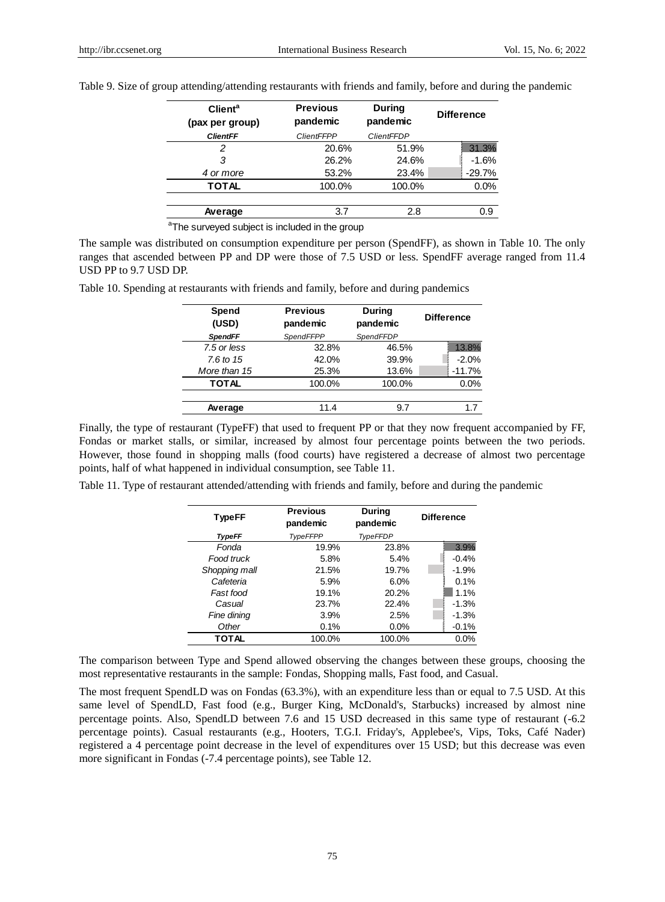Table 9. Size of group attending/attending restaurants with friends and family, before and during the pandemic

| Client[a] (pax per group) | Previous pandemic | During pandemic | Difference |
|---|---|---|---|
| *ClientFF* | *ClientFFPP* | *ClientFFDP* | |
| *2* | 20.6% | 51.9% | 31.3% |
| *3* | 26.2% | 24.6% | -1.6% |
| *4 or more* | 53.2% | 23.4% | -29.7% |
| **TOTAL** | 100.0% | 100.0% | 0.0% |
| | | | |
| **Average** | 3.7 | 2.8 | 0.9 |

[a]The surveyed subject is included in the group

The sample was distributed on consumption expenditure per person (SpendFF), as shown in Table 10. The only ranges that ascended between PP and DP were those of 7.5 USD or less. SpendFF average ranged from 11.4 USD PP to 9.7 USD DP.

Table 10. Spending at restaurants with friends and family, before and during pandemics

| Spend (USD) | Previous pandemic | During pandemic | Difference |
|---|---|---|---|
| *SpendFF* | *SpendFFPP* | *SpendFFDP* | |
| *7.5 or less* | 32.8% | 46.5% | 13.8% |
| *7.6 to 15* | 42.0% | 39.9% | -2.0% |
| *More than 15* | 25.3% | 13.6% | -11.7% |
| **TOTAL** | 100.0% | 100.0% | 0.0% |
| | | | |
| **Average** | 11.4 | 9.7 | 1.7 |

Finally, the type of restaurant (TypeFF) that used to frequent PP or that they now frequent accompanied by FF, Fondas or market stalls, or similar, increased by almost four percentage points between the two periods. However, those found in shopping malls (food courts) have registered a decrease of almost two percentage points, half of what happened in individual consumption, see Table 11.

Table 11. Type of restaurant attended/attending with friends and family, before and during the pandemic

| TypeFF | Previous pandemic | During pandemic | Difference |
|---|---|---|---|
| *TypeFF* | *TypeFFPP* | *TypeFFDP* | |
| *Fonda* | 19.9% | 23.8% | 3.9% |
| *Food truck* | 5.8% | 5.4% | -0.4% |
| *Shopping mall* | 21.5% | 19.7% | -1.9% |
| *Cafeteria* | 5.9% | 6.0% | 0.1% |
| *Fast food* | 19.1% | 20.2% | 1.1% |
| *Casual* | 23.7% | 22.4% | -1.3% |
| *Fine dining* | 3.9% | 2.5% | -1.3% |
| *Other* | 0.1% | 0.0% | -0.1% |
| **TOTAL** | 100.0% | 100.0% | 0.0% |

The comparison between Type and Spend allowed observing the changes between these groups, choosing the most representative restaurants in the sample: Fondas, Shopping malls, Fast food, and Casual.

The most frequent SpendLD was on Fondas (63.3%), with an expenditure less than or equal to 7.5 USD. At this same level of SpendLD, Fast food (e.g., Burger King, McDonald's, Starbucks) increased by almost nine percentage points. Also, SpendLD between 7.6 and 15 USD decreased in this same type of restaurant (-6.2 percentage points). Casual restaurants (e.g., Hooters, T.G.I. Friday's, Applebee's, Vips, Toks, Café Nader) registered a 4 percentage point decrease in the level of expenditures over 15 USD; but this decrease was even more significant in Fondas (-7.4 percentage points), see Table 12.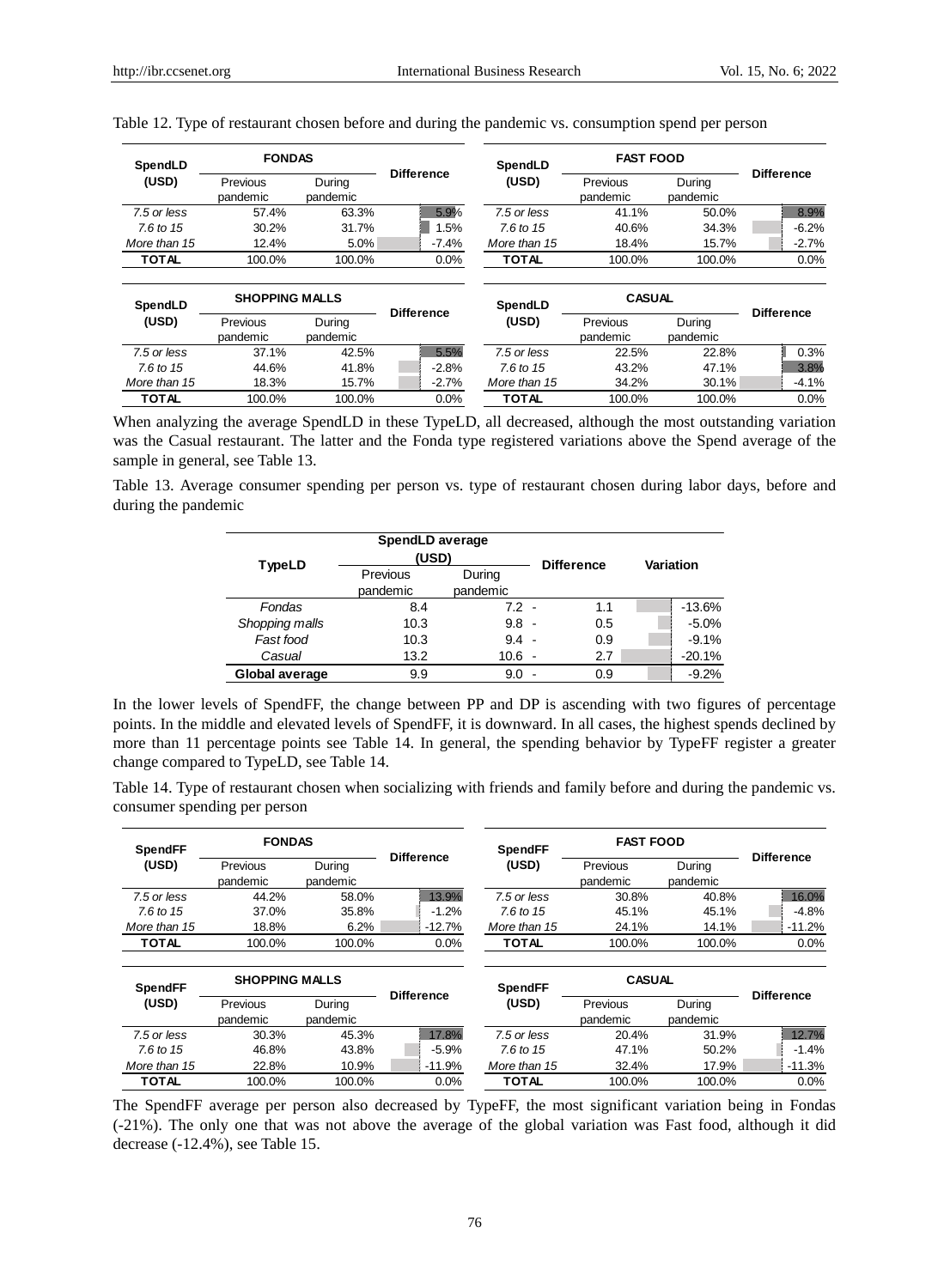Table 12. Type of restaurant chosen before and during the pandemic vs. consumption spend per person

| SpendLD (USD) | FONDAS | | Difference | SpendLD (USD) | FAST FOOD | | Difference |
|---|---|---|---|---|---|---|---|
| | Previous pandemic | During pandemic | | | Previous pandemic | During pandemic | |
| *7.5 or less* | 57.4% | 63.3% | 5.9% | *7.5 or less* | 41.1% | 50.0% | 8.9% |
| *7.6 to 15* | 30.2% | 31.7% | 1.5% | *7.6 to 15* | 40.6% | 34.3% | -6.2% |
| *More than 15* | 12.4% | 5.0% | -7.4% | *More than 15* | 18.4% | 15.7% | -2.7% |
| **TOTAL** | 100.0% | 100.0% | 0.0% | **TOTAL** | 100.0% | 100.0% | 0.0% |

| SpendLD (USD) | SHOPPING MALLS | | Difference | SpendLD (USD) | CASUAL | | Difference |
|---|---|---|---|---|---|---|---|
| | Previous pandemic | During pandemic | | | Previous pandemic | During pandemic | |
| *7.5 or less* | 37.1% | 42.5% | 5.5% | *7.5 or less* | 22.5% | 22.8% | 0.3% |
| *7.6 to 15* | 44.6% | 41.8% | -2.8% | *7.6 to 15* | 43.2% | 47.1% | 3.8% |
| *More than 15* | 18.3% | 15.7% | -2.7% | *More than 15* | 34.2% | 30.1% | -4.1% |
| **TOTAL** | 100.0% | 100.0% | 0.0% | **TOTAL** | 100.0% | 100.0% | 0.0% |

When analyzing the average SpendLD in these TypeLD, all decreased, although the most outstanding variation was the Casual restaurant. The latter and the Fonda type registered variations above the Spend average of the sample in general, see Table 13.

Table 13. Average consumer spending per person vs. type of restaurant chosen during labor days, before and during the pandemic

| TypeLD | SpendLD average (USD) | | Difference | Variation |
|---|---|---|---|---|
| | Previous pandemic | During pandemic | | |
| *Fondas* | 8.4 | 7.2 | - 1.1 | -13.6% |
| *Shopping malls* | 10.3 | 9.8 | - 0.5 | -5.0% |
| *Fast food* | 10.3 | 9.4 | - 0.9 | -9.1% |
| *Casual* | 13.2 | 10.6 | - 2.7 | -20.1% |
| **Global average** | 9.9 | 9.0 | - 0.9 | -9.2% |

In the lower levels of SpendFF, the change between PP and DP is ascending with two figures of percentage points. In the middle and elevated levels of SpendFF, it is downward. In all cases, the highest spends declined by more than 11 percentage points see Table 14. In general, the spending behavior by TypeFF register a greater change compared to TypeLD, see Table 14.

Table 14. Type of restaurant chosen when socializing with friends and family before and during the pandemic vs. consumer spending per person

| SpendFF (USD) | FONDAS | | Difference | SpendFF (USD) | FAST FOOD | | Difference |
|---|---|---|---|---|---|---|---|
| | Previous pandemic | During pandemic | | | Previous pandemic | During pandemic | |
| *7.5 or less* | 44.2% | 58.0% | 13.9% | *7.5 or less* | 30.8% | 40.8% | 16.0% |
| *7.6 to 15* | 37.0% | 35.8% | -1.2% | *7.6 to 15* | 45.1% | 45.1% | -4.8% |
| *More than 15* | 18.8% | 6.2% | -12.7% | *More than 15* | 24.1% | 14.1% | -11.2% |
| **TOTAL** | 100.0% | 100.0% | 0.0% | **TOTAL** | 100.0% | 100.0% | 0.0% |

| SpendFF (USD) | SHOPPING MALLS | | Difference | SpendFF (USD) | CASUAL | | Difference |
|---|---|---|---|---|---|---|---|
| | Previous pandemic | During pandemic | | | Previous pandemic | During pandemic | |
| *7.5 or less* | 30.3% | 45.3% | 17.8% | *7.5 or less* | 20.4% | 31.9% | 12.7% |
| *7.6 to 15* | 46.8% | 43.8% | -5.9% | *7.6 to 15* | 47.1% | 50.2% | -1.4% |
| *More than 15* | 22.8% | 10.9% | -11.9% | *More than 15* | 32.4% | 17.9% | -11.3% |
| **TOTAL** | 100.0% | 100.0% | 0.0% | **TOTAL** | 100.0% | 100.0% | 0.0% |

The SpendFF average per person also decreased by TypeFF, the most significant variation being in Fondas (-21%). The only one that was not above the average of the global variation was Fast food, although it did decrease (-12.4%), see Table 15.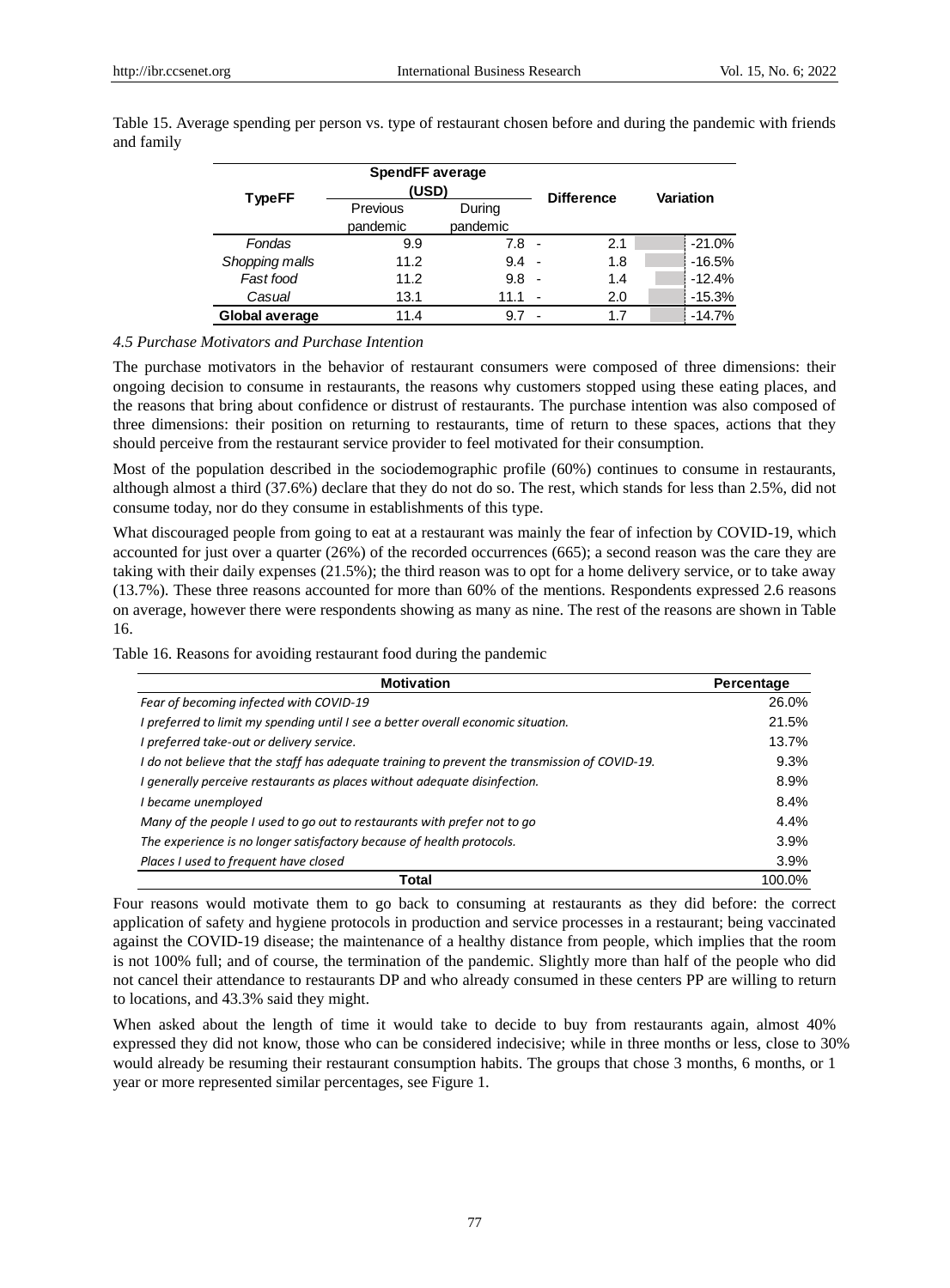Table 15. Average spending per person vs. type of restaurant chosen before and during the pandemic with friends and family

| TypeFF | SpendFF average (USD) | | Difference | Variation |
|---|---|---|---|---|
| | Previous pandemic | During pandemic | | |
| *Fondas* | 9.9 | 7.8 | - 2.1 | -21.0% |
| *Shopping malls* | 11.2 | 9.4 | - 1.8 | -16.5% |
| *Fast food* | 11.2 | 9.8 | - 1.4 | -12.4% |
| *Casual* | 13.1 | 11.1 | - 2.0 | -15.3% |
| **Global average** | 11.4 | 9.7 | - 1.7 | -14.7% |

### *4.5 Purchase Motivators and Purchase Intention*

The purchase motivators in the behavior of restaurant consumers were composed of three dimensions: their ongoing decision to consume in restaurants, the reasons why customers stopped using these eating places, and the reasons that bring about confidence or distrust of restaurants. The purchase intention was also composed of three dimensions: their position on returning to restaurants, time of return to these spaces, actions that they should perceive from the restaurant service provider to feel motivated for their consumption.

Most of the population described in the sociodemographic profile (60%) continues to consume in restaurants, although almost a third (37.6%) declare that they do not do so. The rest, which stands for less than 2.5%, did not consume today, nor do they consume in establishments of this type.

What discouraged people from going to eat at a restaurant was mainly the fear of infection by COVID-19, which accounted for just over a quarter (26%) of the recorded occurrences (665); a second reason was the care they are taking with their daily expenses (21.5%); the third reason was to opt for a home delivery service, or to take away (13.7%). These three reasons accounted for more than 60% of the mentions. Respondents expressed 2.6 reasons on average, however there were respondents showing as many as nine. The rest of the reasons are shown in Table 16.

Table 16. Reasons for avoiding restaurant food during the pandemic

| Motivation | Percentage |
|---|---|
| *Fear of becoming infected with COVID-19* | 26.0% |
| *I preferred to limit my spending until I see a better overall economic situation.* | 21.5% |
| *I preferred take-out or delivery service.* | 13.7% |
| *I do not believe that the staff has adequate training to prevent the transmission of COVID-19.* | 9.3% |
| *I generally perceive restaurants as places without adequate disinfection.* | 8.9% |
| *I became unemployed* | 8.4% |
| *Many of the people I used to go out to restaurants with prefer not to go* | 4.4% |
| *The experience is no longer satisfactory because of health protocols.* | 3.9% |
| *Places I used to frequent have closed* | 3.9% |
| **Total** | 100.0% |

Four reasons would motivate them to go back to consuming at restaurants as they did before: the correct application of safety and hygiene protocols in production and service processes in a restaurant; being vaccinated against the COVID-19 disease; the maintenance of a healthy distance from people, which implies that the room is not 100% full; and of course, the termination of the pandemic. Slightly more than half of the people who did not cancel their attendance to restaurants DP and who already consumed in these centers PP are willing to return to locations, and 43.3% said they might.

When asked about the length of time it would take to decide to buy from restaurants again, almost 40% expressed they did not know, those who can be considered indecisive; while in three months or less, close to 30% would already be resuming their restaurant consumption habits. The groups that chose 3 months, 6 months, or 1 year or more represented similar percentages, see Figure 1.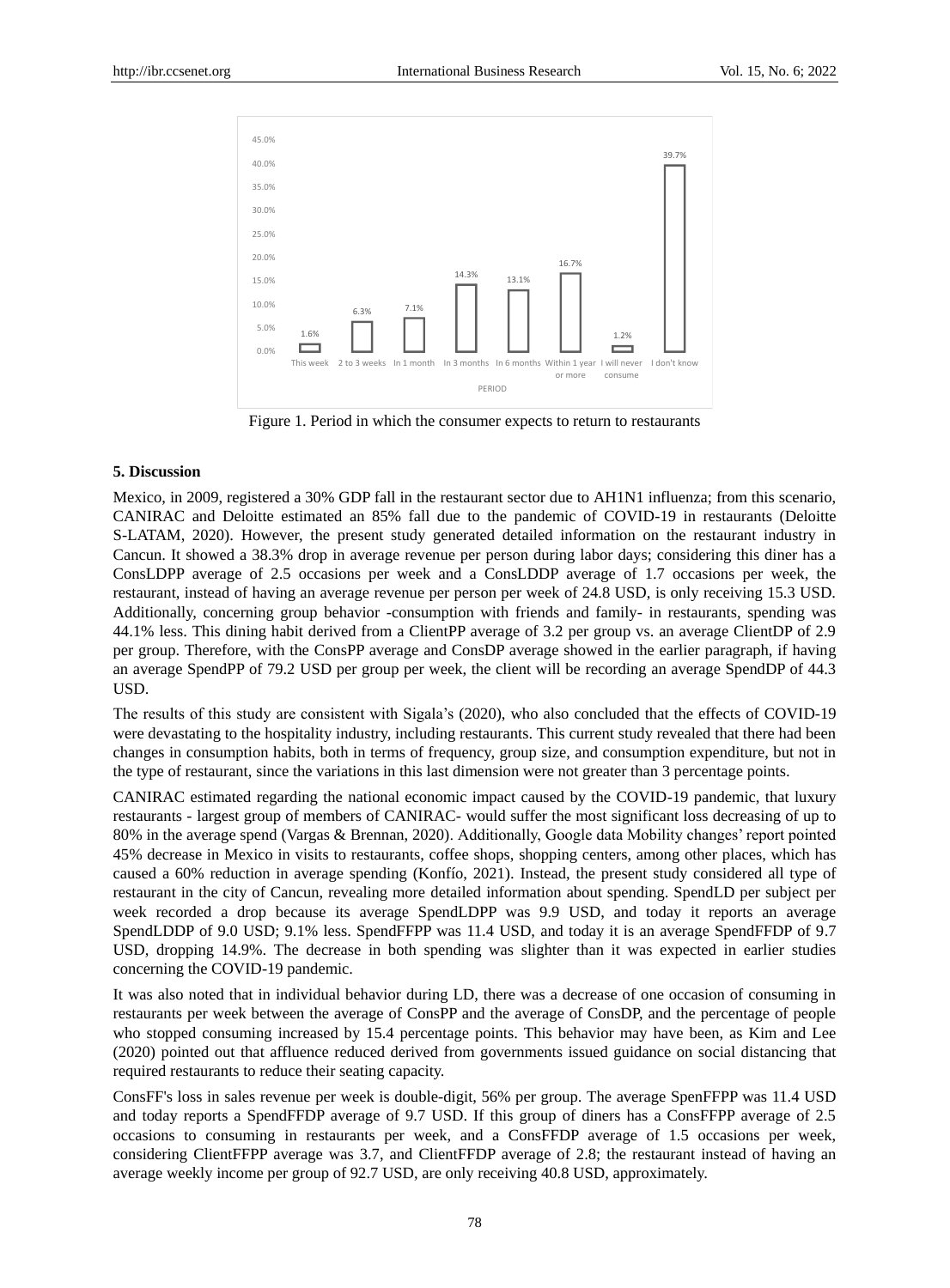Figure 1. Period in which the consumer expects to return to restaurants

## 5. Discussion

Mexico, in 2009, registered a 30% GDP fall in the restaurant sector due to AH1N1 influenza; from this scenario, CANIRAC and Deloitte estimated an 85% fall due to the pandemic of COVID-19 in restaurants (Deloitte S-LATAM, 2020). However, the present study generated detailed information on the restaurant industry in Cancun. It showed a 38.3% drop in average revenue per person during labor days; considering this diner has a ConsLDPP average of 2.5 occasions per week and a ConsLDDP average of 1.7 occasions per week, the restaurant, instead of having an average revenue per person per week of 24.8 USD, is only receiving 15.3 USD. Additionally, concerning group behavior -consumption with friends and family- in restaurants, spending was 44.1% less. This dining habit derived from a ClientPP average of 3.2 per group vs. an average ClientDP of 2.9 per group. Therefore, with the ConsPP average and ConsDP average showed in the earlier paragraph, if having an average SpendPP of 79.2 USD per group per week, the client will be recording an average SpendDP of 44.3 USD.

The results of this study are consistent with Sigala's (2020), who also concluded that the effects of COVID-19 were devastating to the hospitality industry, including restaurants. This current study revealed that there had been changes in consumption habits, both in terms of frequency, group size, and consumption expenditure, but not in the type of restaurant, since the variations in this last dimension were not greater than 3 percentage points.

CANIRAC estimated regarding the national economic impact caused by the COVID-19 pandemic, that luxury restaurants - largest group of members of CANIRAC- would suffer the most significant loss decreasing of up to 80% in the average spend (Vargas & Brennan, 2020). Additionally, Google data Mobility changes' report pointed 45% decrease in Mexico in visits to restaurants, coffee shops, shopping centers, among other places, which has caused a 60% reduction in average spending (Konfío, 2021). Instead, the present study considered all type of restaurant in the city of Cancun, revealing more detailed information about spending. SpendLD per subject per week recorded a drop because its average SpendLDPP was 9.9 USD, and today it reports an average SpendLDDP of 9.0 USD; 9.1% less. SpendFFPP was 11.4 USD, and today it is an average SpendFFDP of 9.7 USD, dropping 14.9%. The decrease in both spending was slighter than it was expected in earlier studies concerning the COVID-19 pandemic.

It was also noted that in individual behavior during LD, there was a decrease of one occasion of consuming in restaurants per week between the average of ConsPP and the average of ConsDP, and the percentage of people who stopped consuming increased by 15.4 percentage points. This behavior may have been, as Kim and Lee (2020) pointed out that affluence reduced derived from governments issued guidance on social distancing that required restaurants to reduce their seating capacity.

ConsFF's loss in sales revenue per week is double-digit, 56% per group. The average SpenFFPP was 11.4 USD and today reports a SpendFFDP average of 9.7 USD. If this group of diners has a ConsFFPP average of 2.5 occasions to consuming in restaurants per week, and a ConsFFDP average of 1.5 occasions per week, considering ClientFFPP average was 3.7, and ClientFFDP average of 2.8; the restaurant instead of having an average weekly income per group of 92.7 USD, are only receiving 40.8 USD, approximately.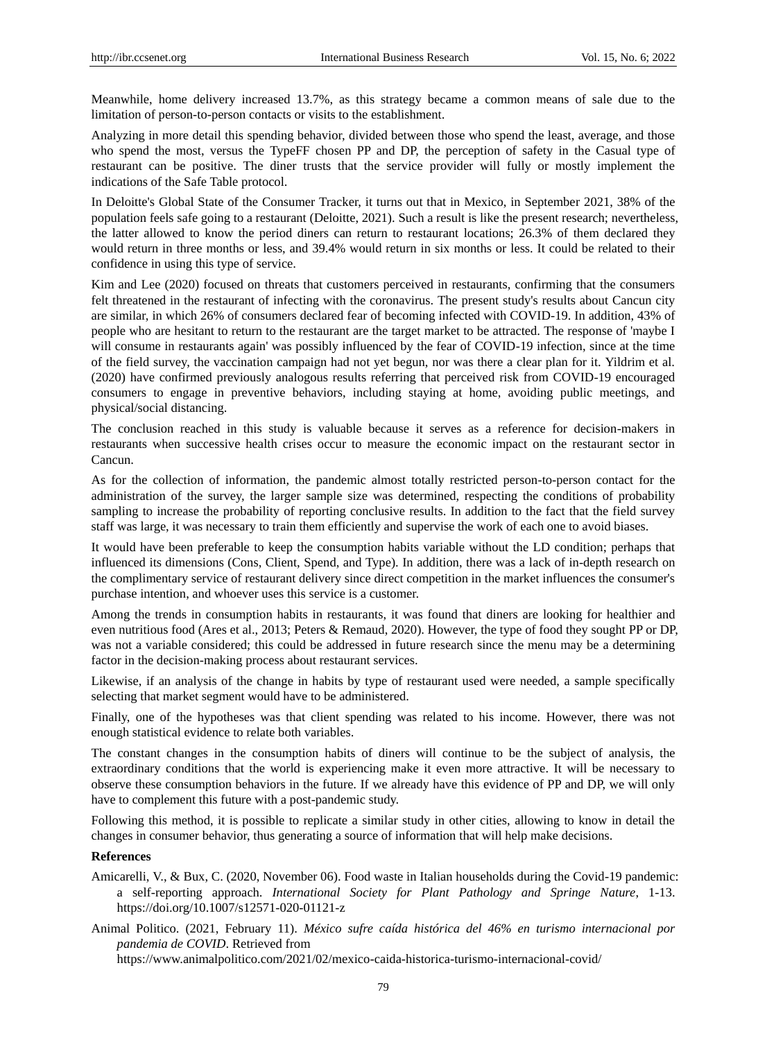Meanwhile, home delivery increased 13.7%, as this strategy became a common means of sale due to the limitation of person-to-person contacts or visits to the establishment.

Analyzing in more detail this spending behavior, divided between those who spend the least, average, and those who spend the most, versus the TypeFF chosen PP and DP, the perception of safety in the Casual type of restaurant can be positive. The diner trusts that the service provider will fully or mostly implement the indications of the Safe Table protocol.

In Deloitte's Global State of the Consumer Tracker, it turns out that in Mexico, in September 2021, 38% of the population feels safe going to a restaurant (Deloitte, 2021). Such a result is like the present research; nevertheless, the latter allowed to know the period diners can return to restaurant locations; 26.3% of them declared they would return in three months or less, and 39.4% would return in six months or less. It could be related to their confidence in using this type of service.

Kim and Lee (2020) focused on threats that customers perceived in restaurants, confirming that the consumers felt threatened in the restaurant of infecting with the coronavirus. The present study's results about Cancun city are similar, in which 26% of consumers declared fear of becoming infected with COVID-19. In addition, 43% of people who are hesitant to return to the restaurant are the target market to be attracted. The response of 'maybe I will consume in restaurants again' was possibly influenced by the fear of COVID-19 infection, since at the time of the field survey, the vaccination campaign had not yet begun, nor was there a clear plan for it. Yildrim et al. (2020) have confirmed previously analogous results referring that perceived risk from COVID-19 encouraged consumers to engage in preventive behaviors, including staying at home, avoiding public meetings, and physical/social distancing.

The conclusion reached in this study is valuable because it serves as a reference for decision-makers in restaurants when successive health crises occur to measure the economic impact on the restaurant sector in Cancun.

As for the collection of information, the pandemic almost totally restricted person-to-person contact for the administration of the survey, the larger sample size was determined, respecting the conditions of probability sampling to increase the probability of reporting conclusive results. In addition to the fact that the field survey staff was large, it was necessary to train them efficiently and supervise the work of each one to avoid biases.

It would have been preferable to keep the consumption habits variable without the LD condition; perhaps that influenced its dimensions (Cons, Client, Spend, and Type). In addition, there was a lack of in-depth research on the complimentary service of restaurant delivery since direct competition in the market influences the consumer's purchase intention, and whoever uses this service is a customer.

Among the trends in consumption habits in restaurants, it was found that diners are looking for healthier and even nutritious food (Ares et al., 2013; Peters & Remaud, 2020). However, the type of food they sought PP or DP, was not a variable considered; this could be addressed in future research since the menu may be a determining factor in the decision-making process about restaurant services.

Likewise, if an analysis of the change in habits by type of restaurant used were needed, a sample specifically selecting that market segment would have to be administered.

Finally, one of the hypotheses was that client spending was related to his income. However, there was not enough statistical evidence to relate both variables.

The constant changes in the consumption habits of diners will continue to be the subject of analysis, the extraordinary conditions that the world is experiencing make it even more attractive. It will be necessary to observe these consumption behaviors in the future. If we already have this evidence of PP and DP, we will only have to complement this future with a post-pandemic study.

Following this method, it is possible to replicate a similar study in other cities, allowing to know in detail the changes in consumer behavior, thus generating a source of information that will help make decisions.

**References**

Amicarelli, V., & Bux, C. (2020, November 06). Food waste in Italian households during the Covid-19 pandemic: a self-reporting approach. *International Society for Plant Pathology and Springe Nature*, 1-13. https://doi.org/10.1007/s12571-020-01121-z

Animal Politico. (2021, February 11). *México sufre caída histórica del 46% en turismo internacional por pandemia de COVID*. Retrieved from https://www.animalpolitico.com/2021/02/mexico-caida-historica-turismo-internacional-covid/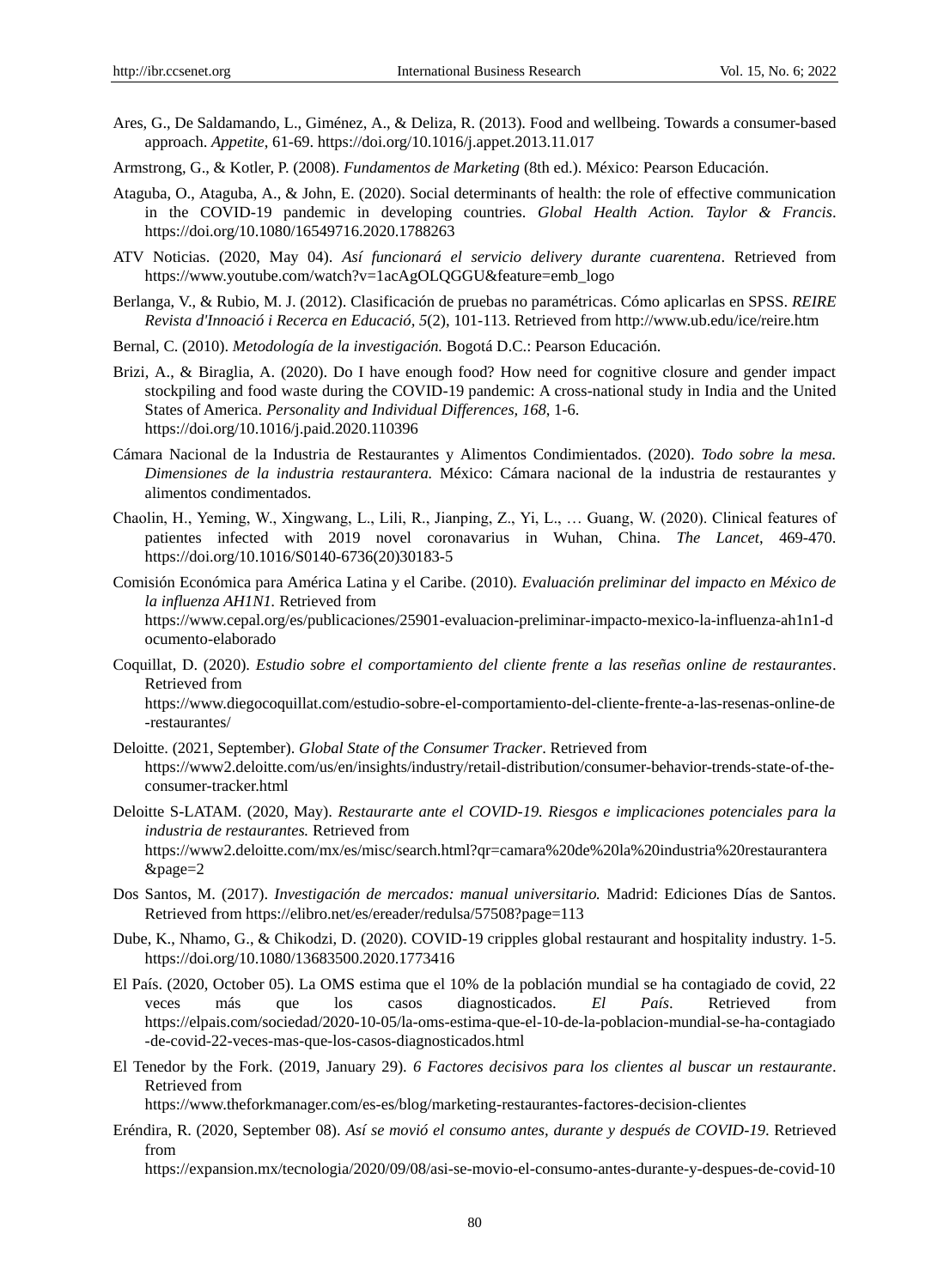Ares, G., De Saldamando, L., Giménez, A., & Deliza, R. (2013). Food and wellbeing. Towards a consumer-based approach. *Appetite*, 61-69. https://doi.org/10.1016/j.appet.2013.11.017

Armstrong, G., & Kotler, P. (2008). *Fundamentos de Marketing* (8th ed.). México: Pearson Educación.

Ataguba, O., Ataguba, A., & John, E. (2020). Social determinants of health: the role of effective communication in the COVID-19 pandemic in developing countries. *Global Health Action. Taylor & Francis*. https://doi.org/10.1080/16549716.2020.1788263

ATV Noticias. (2020, May 04). *Así funcionará el servicio delivery durante cuarentena*. Retrieved from https://www.youtube.com/watch?v=1acAgOLQGGU&feature=emb_logo

Berlanga, V., & Rubio, M. J. (2012). Clasificación de pruebas no paramétricas. Cómo aplicarlas en SPSS. *REIRE Revista d'Innoació i Recerca en Educació, 5*(2), 101-113. Retrieved from http://www.ub.edu/ice/reire.htm

Bernal, C. (2010). *Metodología de la investigación.* Bogotá D.C.: Pearson Educación.

Brizi, A., & Biraglia, A. (2020). Do I have enough food? How need for cognitive closure and gender impact stockpiling and food waste during the COVID-19 pandemic: A cross-national study in India and the United States of America. *Personality and Individual Differences, 168*, 1-6. https://doi.org/10.1016/j.paid.2020.110396

Cámara Nacional de la Industria de Restaurantes y Alimentos Condimientados. (2020). *Todo sobre la mesa. Dimensiones de la industria restaurantera.* México: Cámara nacional de la industria de restaurantes y alimentos condimentados.

Chaolin, H., Yeming, W., Xingwang, L., Lili, R., Jianping, Z., Yi, L., … Guang, W. (2020). Clinical features of patientes infected with 2019 novel coronavarius in Wuhan, China. *The Lancet*, 469-470. https://doi.org/10.1016/S0140-6736(20)30183-5

Comisión Económica para América Latina y el Caribe. (2010). *Evaluación preliminar del impacto en México de la influenza AH1N1.* Retrieved from https://www.cepal.org/es/publicaciones/25901-evaluacion-preliminar-impacto-mexico-la-influenza-ah1n1-documento-elaborado

Coquillat, D. (2020). *Estudio sobre el comportamiento del cliente frente a las reseñas online de restaurantes*. Retrieved from https://www.diegocoquillat.com/estudio-sobre-el-comportamiento-del-cliente-frente-a-las-resenas-online-de-restaurantes/

Deloitte. (2021, September). *Global State of the Consumer Tracker*. Retrieved from https://www2.deloitte.com/us/en/insights/industry/retail-distribution/consumer-behavior-trends-state-of-the-consumer-tracker.html

Deloitte S-LATAM. (2020, May). *Restaurarte ante el COVID-19. Riesgos e implicaciones potenciales para la industria de restaurantes.* Retrieved from https://www2.deloitte.com/mx/es/misc/search.html?qr=camara%20de%20la%20industria%20restaurantera&page=2

Dos Santos, M. (2017). *Investigación de mercados: manual universitario.* Madrid: Ediciones Días de Santos. Retrieved from https://elibro.net/es/ereader/redulsa/57508?page=113

Dube, K., Nhamo, G., & Chikodzi, D. (2020). COVID-19 cripples global restaurant and hospitality industry. 1-5. https://doi.org/10.1080/13683500.2020.1773416

El País. (2020, October 05). La OMS estima que el 10% de la población mundial se ha contagiado de covid, 22 veces más que los casos diagnosticados. *El País*. Retrieved from https://elpais.com/sociedad/2020-10-05/la-oms-estima-que-el-10-de-la-poblacion-mundial-se-ha-contagiado-de-covid-22-veces-mas-que-los-casos-diagnosticados.html

El Tenedor by the Fork. (2019, January 29). *6 Factores decisivos para los clientes al buscar un restaurante*. Retrieved from https://www.theforkmanager.com/es-es/blog/marketing-restaurantes-factores-decision-clientes

Eréndira, R. (2020, September 08). *Así se movió el consumo antes, durante y después de COVID-19*. Retrieved from https://expansion.mx/tecnologia/2020/09/08/asi-se-movio-el-consumo-antes-durante-y-despues-de-covid-10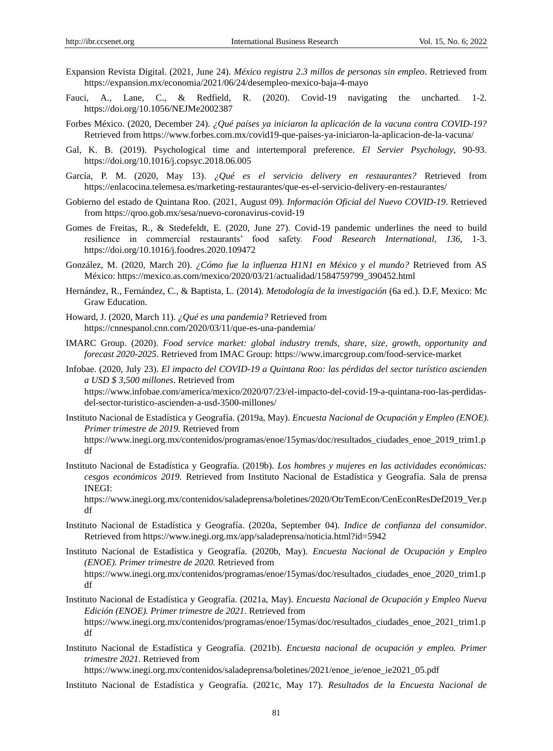Expansion Revista Digital. (2021, June 24). *México registra 2.3 millos de personas sin empleo*. Retrieved from https://expansion.mx/economia/2021/06/24/desempleo-mexico-baja-4-mayo

Fauci, A., Lane, C., & Redfield, R. (2020). Covid-19 navigating the uncharted. 1-2. https://doi.org/10.1056/NEJMe2002387

Forbes México. (2020, December 24). *¿Qué países ya iniciaron la aplicación de la vacuna contra COVID-19?* Retrieved from https://www.forbes.com.mx/covid19-que-paises-ya-iniciaron-la-aplicacion-de-la-vacuna/

Gal, K. B. (2019). Psychological time and intertemporal preference. *El Servier Psychology*, 90-93. https://doi.org/10.1016/j.copsyc.2018.06.005

García, P. M. (2020, May 13). *¿Qué es el servicio delivery en restaurantes?* Retrieved from https://enlacocina.telemesa.es/marketing-restaurantes/que-es-el-servicio-delivery-en-restaurantes/

Gobierno del estado de Quintana Roo. (2021, August 09). *Información Oficial del Nuevo COVID-19*. Retrieved from https://qroo.gob.mx/sesa/nuevo-coronavirus-covid-19

Gomes de Freitas, R., & Stedefeldt, E. (2020, June 27). Covid-19 pandemic underlines the need to build resilience in commercial restaurants' food safety. *Food Research International, 136*, 1-3. https://doi.org/10.1016/j.foodres.2020.109472

González, M. (2020, March 20). *¿Cómo fue la influenza H1N1 en México y el mundo?* Retrieved from AS México: https://mexico.as.com/mexico/2020/03/21/actualidad/1584759799_390452.html

Hernández, R., Fernández, C., & Baptista, L. (2014). *Metodología de la investigación* (6a ed.). D.F, Mexico: Mc Graw Education.

Howard, J. (2020, March 11). *¿Qué es una pandemia?* Retrieved from https://cnnespanol.cnn.com/2020/03/11/que-es-una-pandemia/

IMARC Group. (2020). *Food service market: global industry trends, share, size, growth, opportunity and forecast 2020-2025*. Retrieved from IMAC Group: https://www.imarcgroup.com/food-service-market

Infobae. (2020, July 23). *El impacto del COVID-19 a Quintana Roo: las pérdidas del sector turístico ascienden a USD $ 3,500 millones*. Retrieved from https://www.infobae.com/america/mexico/2020/07/23/el-impacto-del-covid-19-a-quintana-roo-las-perdidas-del-sector-turistico-ascienden-a-usd-3500-millones/

Instituto Nacional de Estadística y Geografía. (2019a, May). *Encuesta Nacional de Ocupación y Empleo (ENOE). Primer trimestre de 2019.* Retrieved from https://www.inegi.org.mx/contenidos/programas/enoe/15ymas/doc/resultados_ciudades_enoe_2019_trim1.pdf

Instituto Nacional de Estadística y Geografía. (2019b). *Los hombres y mujeres en las actividades económicas: cesgos económicos 2019.* Retrieved from Instituto Nacional de Estadística y Geografía. Sala de prensa INEGI: https://www.inegi.org.mx/contenidos/saladeprensa/boletines/2020/OtrTemEcon/CenEconResDef2019_Ver.pdf

Instituto Nacional de Estadística y Geografía. (2020a, September 04). *Indice de confianza del consumidor*. Retrieved from https://www.inegi.org.mx/app/saladeprensa/noticia.html?id=5942

Instituto Nacional de Estadística y Geografía. (2020b, May). *Encuesta Nacional de Ocupación y Empleo (ENOE). Primer trimestre de 2020.* Retrieved from https://www.inegi.org.mx/contenidos/programas/enoe/15ymas/doc/resultados_ciudades_enoe_2020_trim1.pdf

Instituto Nacional de Estadística y Geografía. (2021a, May). *Encuesta Nacional de Ocupación y Empleo Nueva Edición (ENOE). Primer trimestre de 2021.* Retrieved from https://www.inegi.org.mx/contenidos/programas/enoe/15ymas/doc/resultados_ciudades_enoe_2021_trim1.pdf

Instituto Nacional de Estadística y Geografía. (2021b). *Encuesta nacional de ocupación y empleo. Primer trimestre 2021.* Retrieved from https://www.inegi.org.mx/contenidos/saladeprensa/boletines/2021/enoe_ie/enoe_ie2021_05.pdf

Instituto Nacional de Estadística y Geografía. (2021c, May 17). *Resultados de la Encuesta Nacional de*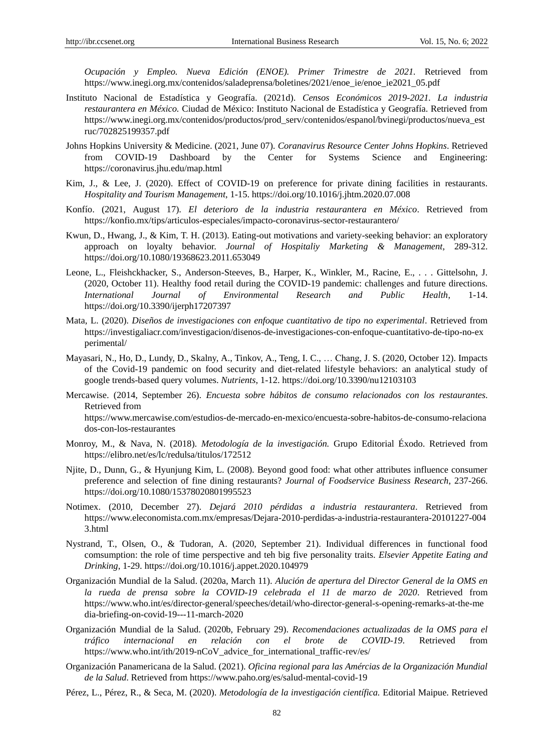*Ocupación y Empleo. Nueva Edición (ENOE). Primer Trimestre de 2021.* Retrieved from https://www.inegi.org.mx/contenidos/saladeprensa/boletines/2021/enoe_ie/enoe_ie2021_05.pdf

Instituto Nacional de Estadística y Geografía. (2021d). *Censos Económicos 2019-2021. La industria restaurantera en México.* Ciudad de México: Instituto Nacional de Estadística y Geografía. Retrieved from https://www.inegi.org.mx/contenidos/productos/prod_serv/contenidos/espanol/bvinegi/productos/nueva_estruc/702825199357.pdf

Johns Hopkins University & Medicine. (2021, June 07). *Coranavirus Resource Center Johns Hopkins*. Retrieved from COVID-19 Dashboard by the Center for Systems Science and Engineering: https://coronavirus.jhu.edu/map.html

Kim, J., & Lee, J. (2020). Effect of COVID-19 on preference for private dining facilities in restaurants. *Hospitality and Tourism Management*, 1-15. https://doi.org/10.1016/j.jhtm.2020.07.008

Konfío. (2021, August 17). *El deterioro de la industria restaurantera en México*. Retrieved from https://konfio.mx/tips/articulos-especiales/impacto-coronavirus-sector-restaurantero/

Kwun, D., Hwang, J., & Kim, T. H. (2013). Eating-out motivations and variety-seeking behavior: an exploratory approach on loyalty behavior. *Journal of Hospitaliy Marketing & Management*, 289-312. https://doi.org/10.1080/19368623.2011.653049

Leone, L., Fleishckhacker, S., Anderson-Steeves, B., Harper, K., Winkler, M., Racine, E., . . . Gittelsohn, J. (2020, October 11). Healthy food retail during the COVID-19 pandemic: challenges and future directions. *International Journal of Environmental Research and Public Health*, 1-14. https://doi.org/10.3390/ijerph17207397

Mata, L. (2020). *Diseños de investigaciones con enfoque cuantitativo de tipo no experimental*. Retrieved from https://investigaliacr.com/investigacion/disenos-de-investigaciones-con-enfoque-cuantitativo-de-tipo-no-experimental/

Mayasari, N., Ho, D., Lundy, D., Skalny, A., Tinkov, A., Teng, I. C., … Chang, J. S. (2020, October 12). Impacts of the Covid-19 pandemic on food security and diet-related lifestyle behaviors: an analytical study of google trends-based query volumes. *Nutrients*, 1-12. https://doi.org/10.3390/nu12103103

Mercawise. (2014, September 26). *Encuesta sobre hábitos de consumo relacionados con los restaurantes*. Retrieved from https://www.mercawise.com/estudios-de-mercado-en-mexico/encuesta-sobre-habitos-de-consumo-relacionados-con-los-restaurantes

Monroy, M., & Nava, N. (2018). *Metodología de la investigación.* Grupo Editorial Éxodo. Retrieved from https://elibro.net/es/lc/redulsa/titulos/172512

Njite, D., Dunn, G., & Hyunjung Kim, L. (2008). Beyond good food: what other attributes influence consumer preference and selection of fine dining restaurants? *Journal of Foodservice Business Research*, 237-266. https://doi.org/10.1080/15378020801995523

Notimex. (2010, December 27). *Dejará 2010 pérdidas a industria restaurantera*. Retrieved from https://www.eleconomista.com.mx/empresas/Dejara-2010-perdidas-a-industria-restaurantera-20101227-0043.html

Nystrand, T., Olsen, O., & Tudoran, A. (2020, September 21). Individual differences in functional food comsumption: the role of time perspective and teh big five personality traits. *Elsevier Appetite Eating and Drinking*, 1-29. https://doi.org/10.1016/j.appet.2020.104979

Organización Mundial de la Salud. (2020a, March 11). *Alución de apertura del Director General de la OMS en la rueda de prensa sobre la COVID-19 celebrada el 11 de marzo de 2020*. Retrieved from https://www.who.int/es/director-general/speeches/detail/who-director-general-s-opening-remarks-at-the-media-briefing-on-covid-19---11-march-2020

Organización Mundial de la Salud. (2020b, February 29). *Recomendaciones actualizadas de la OMS para el tráfico internacional en relación con el brote de COVID-19*. Retrieved from https://www.who.int/ith/2019-nCoV_advice_for_international_traffic-rev/es/

Organización Panamericana de la Salud. (2021). *Oficina regional para las Amércias de la Organización Mundial de la Salud*. Retrieved from https://www.paho.org/es/salud-mental-covid-19

Pérez, L., Pérez, R., & Seca, M. (2020). *Metodología de la investigación científica.* Editorial Maipue. Retrieved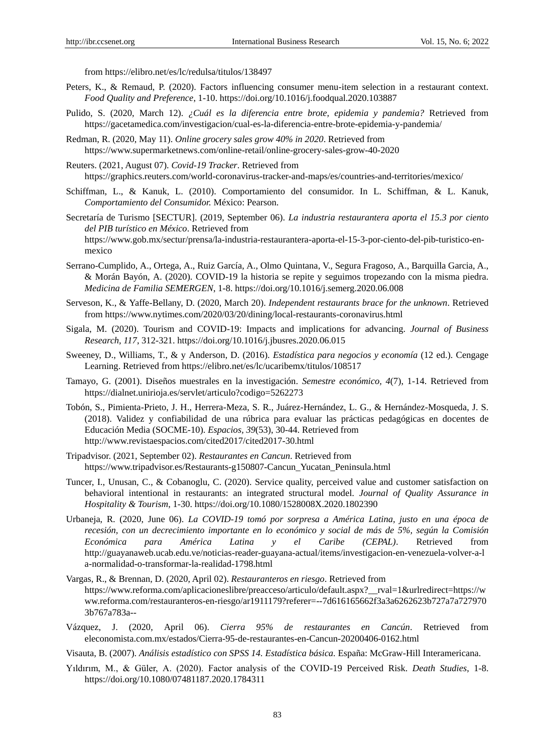from https://elibro.net/es/lc/redulsa/titulos/138497

Peters, K., & Remaud, P. (2020). Factors influencing consumer menu-item selection in a restaurant context. *Food Quality and Preference*, 1-10. https://doi.org/10.1016/j.foodqual.2020.103887

Pulido, S. (2020, March 12). *¿Cuál es la diferencia entre brote, epidemia y pandemia?* Retrieved from https://gacetamedica.com/investigacion/cual-es-la-diferencia-entre-brote-epidemia-y-pandemia/

Redman, R. (2020, May 11). *Online grocery sales grow 40% in 2020*. Retrieved from https://www.supermarketnews.com/online-retail/online-grocery-sales-grow-40-2020

Reuters. (2021, August 07). *Covid-19 Tracker*. Retrieved from https://graphics.reuters.com/world-coronavirus-tracker-and-maps/es/countries-and-territories/mexico/

Schiffman, L., & Kanuk, L. (2010). Comportamiento del consumidor. In L. Schiffman, & L. Kanuk, *Comportamiento del Consumidor.* México: Pearson.

Secretaría de Turismo [SECTUR]. (2019, September 06). *La industria restaurantera aporta el 15.3 por ciento del PIB turístico en México*. Retrieved from https://www.gob.mx/sectur/prensa/la-industria-restaurantera-aporta-el-15-3-por-ciento-del-pib-turistico-en-mexico

Serrano-Cumplido, A., Ortega, A., Ruiz García, A., Olmo Quintana, V., Segura Fragoso, A., Barquilla Garcia, A., & Morán Bayón, A. (2020). COVID-19 la historia se repite y seguimos tropezando con la misma piedra. *Medicina de Familia SEMERGEN*, 1-8. https://doi.org/10.1016/j.semerg.2020.06.008

Serveson, K., & Yaffe-Bellany, D. (2020, March 20). *Independent restaurants brace for the unknown*. Retrieved from https://www.nytimes.com/2020/03/20/dining/local-restaurants-coronavirus.html

Sigala, M. (2020). Tourism and COVID-19: Impacts and implications for advancing. *Journal of Business Research, 117*, 312-321. https://doi.org/10.1016/j.jbusres.2020.06.015

Sweeney, D., Williams, T., & y Anderson, D. (2016). *Estadística para negocios y economía* (12 ed.). Cengage Learning. Retrieved from https://elibro.net/es/lc/ucaribemx/titulos/108517

Tamayo, G. (2001). Diseños muestrales en la investigación. *Semestre económico, 4*(7), 1-14. Retrieved from https://dialnet.unirioja.es/servlet/articulo?codigo=5262273

Tobón, S., Pimienta-Prieto, J. H., Herrera-Meza, S. R., Juárez-Hernández, L. G., & Hernández-Mosqueda, J. S. (2018). Validez y confiabilidad de una rúbrica para evaluar las prácticas pedagógicas en docentes de Educación Media (SOCME-10). *Espacios, 39*(53), 30-44. Retrieved from http://www.revistaespacios.com/cited2017/cited2017-30.html

Tripadvisor. (2021, September 02). *Restaurantes en Cancun*. Retrieved from https://www.tripadvisor.es/Restaurants-g150807-Cancun_Yucatan_Peninsula.html

Tuncer, I., Unusan, C., & Cobanoglu, C. (2020). Service quality, perceived value and customer satisfaction on behavioral intentional in restaurants: an integrated structural model. *Journal of Quality Assurance in Hospitality & Tourism*, 1-30. https://doi.org/10.1080/1528008X.2020.1802390

Urbaneja, R. (2020, June 06). *La COVID-19 tomó por sorpresa a América Latina, justo en una época de recesión, con un decrecimiento importante en lo económico y social de más de 5%, según la Comisión Económica para América Latina y el Caribe (CEPAL)*. Retrieved from http://guayanaweb.ucab.edu.ve/noticias-reader-guayana-actual/items/investigacion-en-venezuela-volver-a-la-normalidad-o-transformar-la-realidad-1798.html

Vargas, R., & Brennan, D. (2020, April 02). *Restauranteros en riesgo*. Retrieved from https://www.reforma.com/aplicacioneslibre/preacceso/articulo/default.aspx?__rval=1&urlredirect=https://www.reforma.com/restauranteros-en-riesgo/ar1911179?referer=--7d616165662f3a3a6262623b727a7a7279703b767a783a--

Vázquez, J. (2020, April 06). *Cierra 95% de restaurantes en Cancún*. Retrieved from eleconomista.com.mx/estados/Cierra-95-de-restaurantes-en-Cancun-20200406-0162.html

Visauta, B. (2007). *Análisis estadístico con SPSS 14. Estadística básica*. España: McGraw-Hill Interamericana.

Yıldırım, M., & Güler, A. (2020). Factor analysis of the COVID-19 Perceived Risk. *Death Studies*, 1-8. https://doi.org/10.1080/07481187.2020.1784311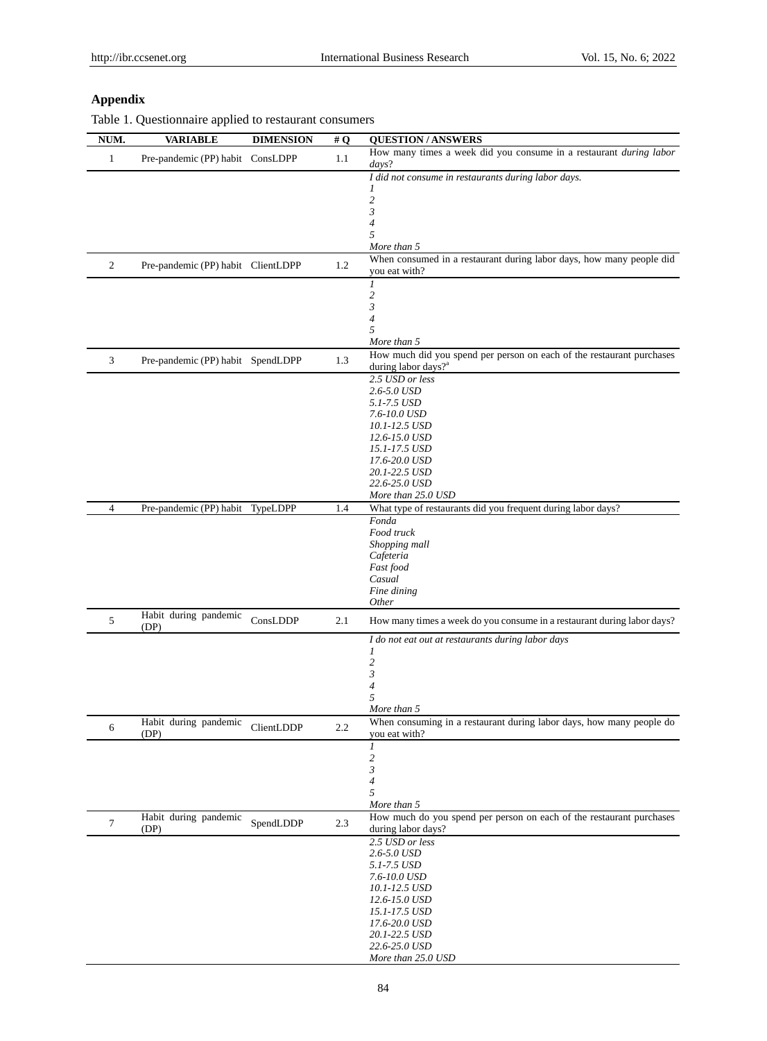## Appendix

Table 1. Questionnaire applied to restaurant consumers

| NUM. | VARIABLE | DIMENSION | # Q | QUESTION / ANSWERS |
|---|---|---|---|---|
| 1 | Pre-pandemic (PP) habit | ConsLDPP | 1.1 | How many times a week did you consume in a restaurant *during labor days*? |
| | | | | *I did not consume in restaurants during labor days.*<br>*1*<br>*2*<br>*3*<br>*4*<br>*5*<br>*More than 5* |
| 2 | Pre-pandemic (PP) habit | ClientLDPP | 1.2 | When consumed in a restaurant during labor days, how many people did you eat with? |
| | | | | *1*<br>*2*<br>*3*<br>*4*<br>*5*<br>*More than 5* |
| 3 | Pre-pandemic (PP) habit | SpendLDPP | 1.3 | How much did you spend per person on each of the restaurant purchases during labor days?[a] |
| | | | | *2.5 USD or less*<br>*2.6-5.0 USD*<br>*5.1-7.5 USD*<br>*7.6-10.0 USD*<br>*10.1-12.5 USD*<br>*12.6-15.0 USD*<br>*15.1-17.5 USD*<br>*17.6-20.0 USD*<br>*20.1-22.5 USD*<br>*22.6-25.0 USD*<br>*More than 25.0 USD* |
| 4 | Pre-pandemic (PP) habit | TypeLDPP | 1.4 | What type of restaurants did you frequent during labor days? |
| | | | | *Fonda*<br>*Food truck*<br>*Shopping mall*<br>*Cafeteria*<br>*Fast food*<br>*Casual*<br>*Fine dining*<br>*Other* |
| 5 | Habit during pandemic (DP) | ConsLDDP | 2.1 | How many times a week do you consume in a restaurant during labor days? |
| | | | | *I do not eat out at restaurants during labor days*<br>*1*<br>*2*<br>*3*<br>*4*<br>*5*<br>*More than 5* |
| 6 | Habit during pandemic (DP) | ClientLDDP | 2.2 | When consuming in a restaurant during labor days, how many people do you eat with? |
| | | | | *1*<br>*2*<br>*3*<br>*4*<br>*5*<br>*More than 5* |
| 7 | Habit during pandemic (DP) | SpendLDDP | 2.3 | How much do you spend per person on each of the restaurant purchases during labor days? |
| | | | | *2.5 USD or less*<br>*2.6-5.0 USD*<br>*5.1-7.5 USD*<br>*7.6-10.0 USD*<br>*10.1-12.5 USD*<br>*12.6-15.0 USD*<br>*15.1-17.5 USD*<br>*17.6-20.0 USD*<br>*20.1-22.5 USD*<br>*22.6-25.0 USD*<br>*More than 25.0 USD* |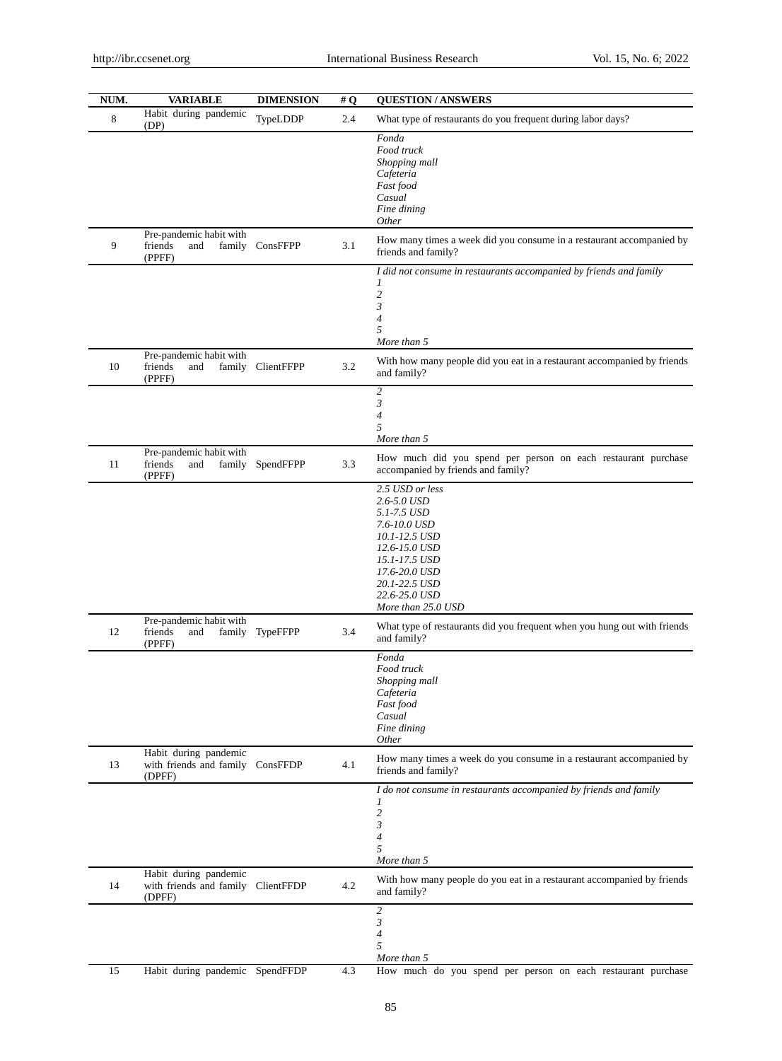| NUM. | VARIABLE | DIMENSION | # Q | QUESTION / ANSWERS |
|---|---|---|---|---|
| 8 | Habit during pandemic (DP) | TypeLDDP | 2.4 | What type of restaurants do you frequent during labor days? |
| | | | | *Fonda*<br>*Food truck*<br>*Shopping mall*<br>*Cafeteria*<br>*Fast food*<br>*Casual*<br>*Fine dining*<br>*Other* |
| 9 | Pre-pandemic habit with friends and family (PPFF) | ConsFFPP | 3.1 | How many times a week did you consume in a restaurant accompanied by friends and family? |
| | | | | *I did not consume in restaurants accompanied by friends and family*<br>*1*<br>*2*<br>*3*<br>*4*<br>*5*<br>*More than 5* |
| 10 | Pre-pandemic habit with friends and family (PPFF) | ClientFFPP | 3.2 | With how many people did you eat in a restaurant accompanied by friends and family? |
| | | | | *2*<br>*3*<br>*4*<br>*5*<br>*More than 5* |
| 11 | Pre-pandemic habit with friends and family (PPFF) | SpendFFPP | 3.3 | How much did you spend per person on each restaurant purchase accompanied by friends and family? |
| | | | | *2.5 USD or less*<br>*2.6-5.0 USD*<br>*5.1-7.5 USD*<br>*7.6-10.0 USD*<br>*10.1-12.5 USD*<br>*12.6-15.0 USD*<br>*15.1-17.5 USD*<br>*17.6-20.0 USD*<br>*20.1-22.5 USD*<br>*22.6-25.0 USD*<br>*More than 25.0 USD* |
| 12 | Pre-pandemic habit with friends and family (PPFF) | TypeFFPP | 3.4 | What type of restaurants did you frequent when you hung out with friends and family? |
| | | | | *Fonda*<br>*Food truck*<br>*Shopping mall*<br>*Cafeteria*<br>*Fast food*<br>*Casual*<br>*Fine dining*<br>*Other* |
| 13 | Habit during pandemic with friends and family (DPFF) | ConsFFDP | 4.1 | How many times a week do you consume in a restaurant accompanied by friends and family? |
| | | | | *I do not consume in restaurants accompanied by friends and family*<br>*1*<br>*2*<br>*3*<br>*4*<br>*5*<br>*More than 5* |
| 14 | Habit during pandemic with friends and family (DPFF) | ClientFFDP | 4.2 | With how many people do you eat in a restaurant accompanied by friends and family? |
| | | | | *2*<br>*3*<br>*4*<br>*5*<br>*More than 5* |
| 15 | Habit during pandemic | SpendFFDP | 4.3 | How much do you spend per person on each restaurant purchase |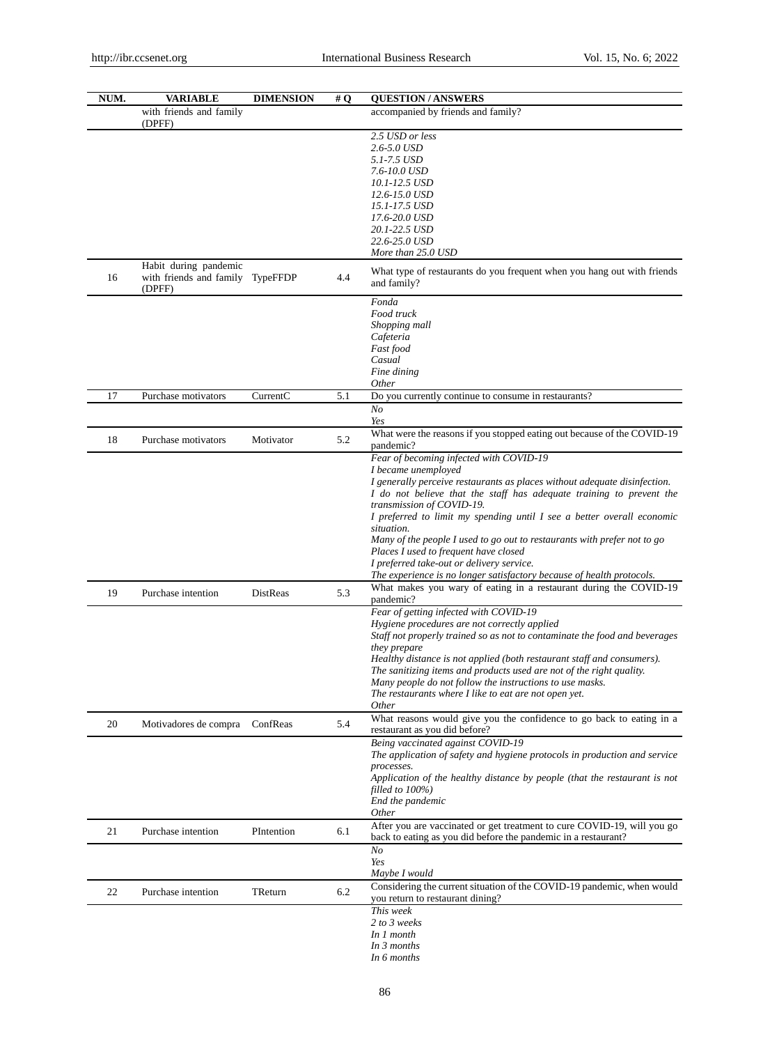| NUM. | VARIABLE | DIMENSION | # Q | QUESTION / ANSWERS |
|---|---|---|---|---|
| | with friends and family (DPFF) | | | accompanied by friends and family? |
| | | | | *2.5 USD or less*<br>*2.6-5.0 USD*<br>*5.1-7.5 USD*<br>*7.6-10.0 USD*<br>*10.1-12.5 USD*<br>*12.6-15.0 USD*<br>*15.1-17.5 USD*<br>*17.6-20.0 USD*<br>*20.1-22.5 USD*<br>*22.6-25.0 USD*<br>*More than 25.0 USD* |
| 16 | Habit during pandemic with friends and family (DPFF) | TypeFFDP | 4.4 | What type of restaurants do you frequent when you hang out with friends and family? |
| | | | | *Fonda*<br>*Food truck*<br>*Shopping mall*<br>*Cafeteria*<br>*Fast food*<br>*Casual*<br>*Fine dining*<br>*Other* |
| 17 | Purchase motivators | CurrentC | 5.1 | Do you currently continue to consume in restaurants? |
| | | | | *No*<br>*Yes* |
| 18 | Purchase motivators | Motivator | 5.2 | What were the reasons if you stopped eating out because of the COVID-19 pandemic? |
| | | | | *Fear of becoming infected with COVID-19*<br>*I became unemployed*<br>*I generally perceive restaurants as places without adequate disinfection.*<br>*I do not believe that the staff has adequate training to prevent the transmission of COVID-19.*<br>*I preferred to limit my spending until I see a better overall economic situation.*<br>*Many of the people I used to go out to restaurants with prefer not to go*<br>*Places I used to frequent have closed*<br>*I preferred take-out or delivery service.*<br>*The experience is no longer satisfactory because of health protocols.* |
| 19 | Purchase intention | DistReas | 5.3 | What makes you wary of eating in a restaurant during the COVID-19 pandemic? |
| | | | | *Fear of getting infected with COVID-19*<br>*Hygiene procedures are not correctly applied*<br>*Staff not properly trained so as not to contaminate the food and beverages they prepare*<br>*Healthy distance is not applied (both restaurant staff and consumers).*<br>*The sanitizing items and products used are not of the right quality.*<br>*Many people do not follow the instructions to use masks.*<br>*The restaurants where I like to eat are not open yet.*<br>*Other* |
| 20 | Motivadores de compra | ConfReas | 5.4 | What reasons would give you the confidence to go back to eating in a restaurant as you did before? |
| | | | | *Being vaccinated against COVID-19*<br>*The application of safety and hygiene protocols in production and service processes.*<br>*Application of the healthy distance by people (that the restaurant is not filled to 100%)*<br>*End the pandemic*<br>*Other* |
| 21 | Purchase intention | PIntention | 6.1 | After you are vaccinated or get treatment to cure COVID-19, will you go back to eating as you did before the pandemic in a restaurant? |
| | | | | *No*<br>*Yes*<br>*Maybe I would* |
| 22 | Purchase intention | TReturn | 6.2 | Considering the current situation of the COVID-19 pandemic, when would you return to restaurant dining? |
| | | | | *This week*<br>*2 to 3 weeks*<br>*In 1 month*<br>*In 3 months*<br>*In 6 months* |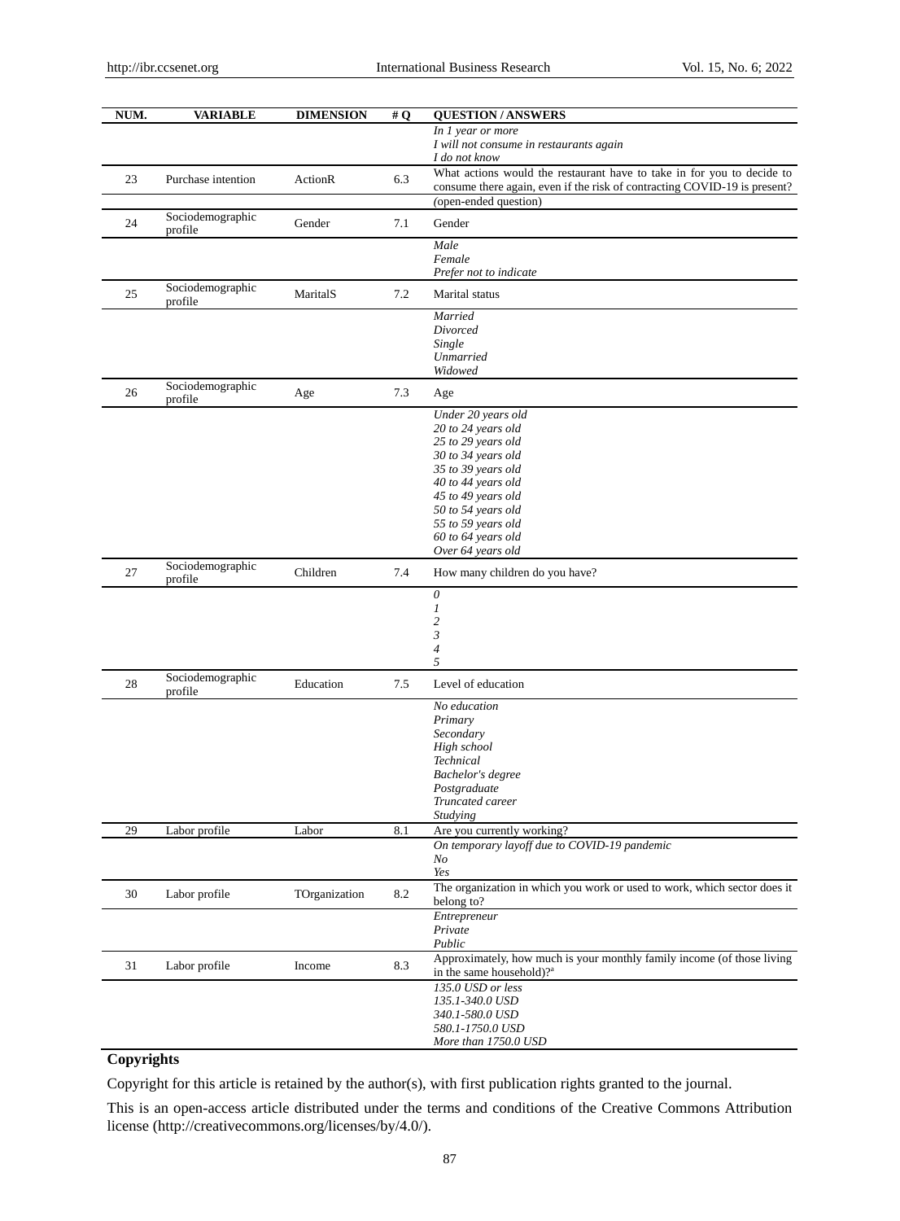| NUM. | VARIABLE | DIMENSION | # Q | QUESTION / ANSWERS |
|---|---|---|---|---|
| | | | | *In 1 year or more* |
| | | | | *I will not consume in restaurants again* |
| | | | | *I do not know* |
| 23 | Purchase intention | ActionR | 6.3 | What actions would the restaurant have to take in for you to decide to consume there again, even if the risk of contracting COVID-19 is present? |
| | | | | (open-ended question) |
| 24 | Sociodemographic profile | Gender | 7.1 | Gender |
| | | | | *Male* |
| | | | | *Female* |
| | | | | *Prefer not to indicate* |
| 25 | Sociodemographic profile | MaritalS | 7.2 | Marital status |
| | | | | *Married* |
| | | | | *Divorced* |
| | | | | *Single* |
| | | | | *Unmarried* |
| | | | | *Widowed* |
| 26 | Sociodemographic profile | Age | 7.3 | Age |
| | | | | *Under 20 years old* |
| | | | | *20 to 24 years old* |
| | | | | *25 to 29 years old* |
| | | | | *30 to 34 years old* |
| | | | | *35 to 39 years old* |
| | | | | *40 to 44 years old* |
| | | | | *45 to 49 years old* |
| | | | | *50 to 54 years old* |
| | | | | *55 to 59 years old* |
| | | | | *60 to 64 years old* |
| | | | | *Over 64 years old* |
| 27 | Sociodemographic profile | Children | 7.4 | How many children do you have? |
| | | | | *0* |
| | | | | *1* |
| | | | | *2* |
| | | | | *3* |
| | | | | *4* |
| | | | | *5* |
| 28 | Sociodemographic profile | Education | 7.5 | Level of education |
| | | | | *No education* |
| | | | | *Primary* |
| | | | | *Secondary* |
| | | | | *High school* |
| | | | | *Technical* |
| | | | | *Bachelor's degree* |
| | | | | *Postgraduate* |
| | | | | *Truncated career* |
| | | | | *Studying* |
| 29 | Labor profile | Labor | 8.1 | Are you currently working? |
| | | | | *On temporary layoff due to COVID-19 pandemic* |
| | | | | *No* |
| | | | | *Yes* |
| 30 | Labor profile | TOrganization | 8.2 | The organization in which you work or used to work, which sector does it belong to? |
| | | | | *Entrepreneur* |
| | | | | *Private* |
| | | | | *Public* |
| 31 | Labor profile | Income | 8.3 | Approximately, how much is your monthly family income (of those living in the same household)?[a] |
| | | | | *135.0 USD or less* |
| | | | | *135.1-340.0 USD* |
| | | | | *340.1-580.0 USD* |
| | | | | *580.1-1750.0 USD* |
| | | | | *More than 1750.0 USD* |

## Copyrights

Copyright for this article is retained by the author(s), with first publication rights granted to the journal.

This is an open-access article distributed under the terms and conditions of the Creative Commons Attribution license (http://creativecommons.org/licenses/by/4.0/).